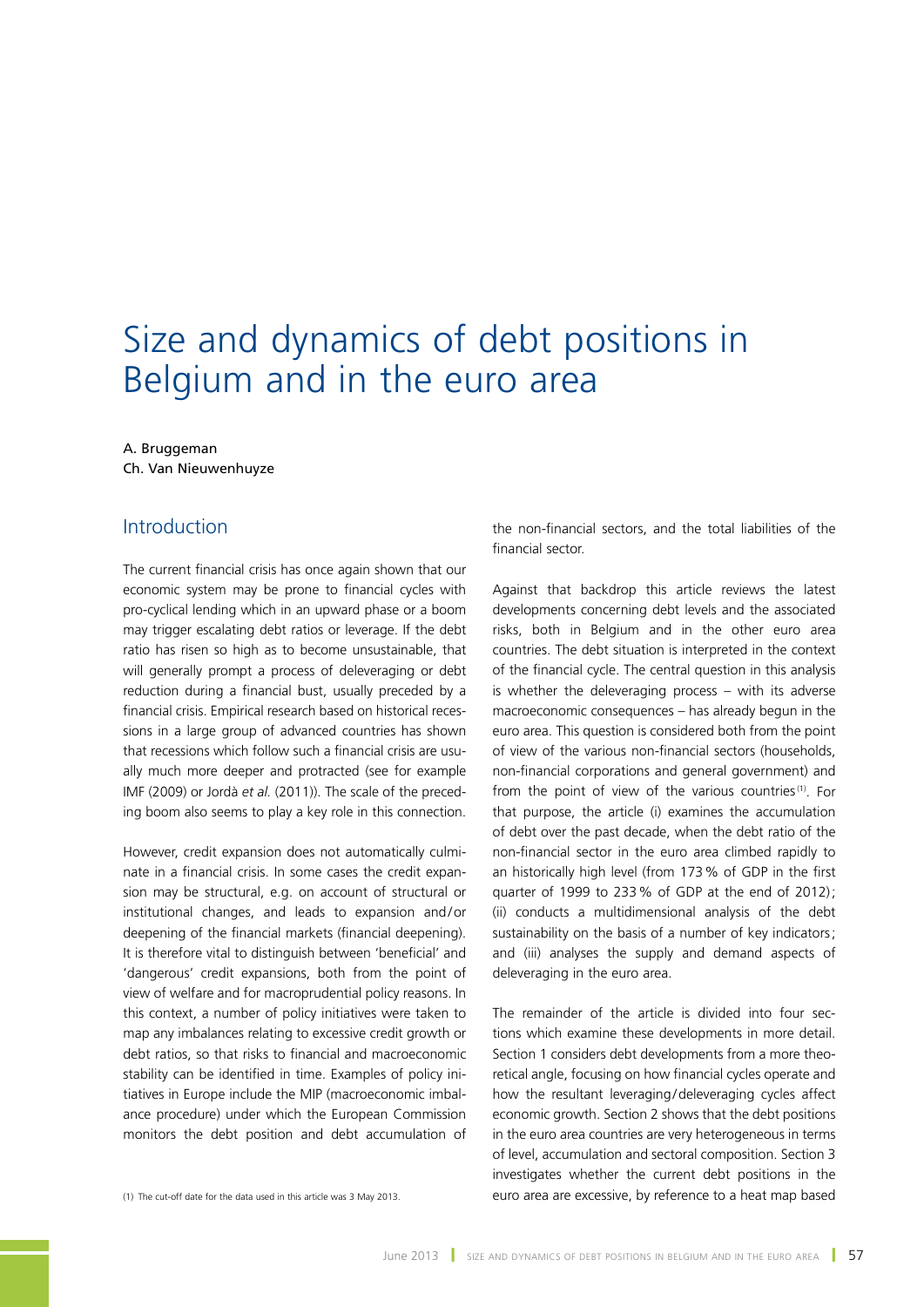# Size and dynamics of debt positions in Belgium and in the euro area

A. Bruggeman
Ch. Van Nieuwenhuyze

## Introduction

The current financial crisis has once again shown that our economic system may be prone to financial cycles with pro-cyclical lending which in an upward phase or a boom may trigger escalating debt ratios or leverage. If the debt ratio has risen so high as to become unsustainable, that will generally prompt a process of deleveraging or debt reduction during a financial bust, usually preceded by a financial crisis. Empirical research based on historical recessions in a large group of advanced countries has shown that recessions which follow such a financial crisis are usually much more deeper and protracted (see for example IMF (2009) or Jordà *et al.* (2011)). The scale of the preceding boom also seems to play a key role in this connection.

However, credit expansion does not automatically culminate in a financial crisis. In some cases the credit expansion may be structural, e.g. on account of structural or institutional changes, and leads to expansion and/or deepening of the financial markets (financial deepening). It is therefore vital to distinguish between 'beneficial' and 'dangerous' credit expansions, both from the point of view of welfare and for macroprudential policy reasons. In this context, a number of policy initiatives were taken to map any imbalances relating to excessive credit growth or debt ratios, so that risks to financial and macroeconomic stability can be identified in time. Examples of policy initiatives in Europe include the MIP (macroeconomic imbalance procedure) under which the European Commission monitors the debt position and debt accumulation of the non-financial sectors, and the total liabilities of the financial sector.

Against that backdrop this article reviews the latest developments concerning debt levels and the associated risks, both in Belgium and in the other euro area countries. The debt situation is interpreted in the context of the financial cycle. The central question in this analysis is whether the deleveraging process – with its adverse macroeconomic consequences – has already begun in the euro area. This question is considered both from the point of view of the various non-financial sectors (households, non-financial corporations and general government) and from the point of view of the various countries[1]. For that purpose, the article (i) examines the accumulation of debt over the past decade, when the debt ratio of the non-financial sector in the euro area climbed rapidly to an historically high level (from 173 % of GDP in the first quarter of 1999 to 233 % of GDP at the end of 2012); (ii) conducts a multidimensional analysis of the debt sustainability on the basis of a number of key indicators; and (iii) analyses the supply and demand aspects of deleveraging in the euro area.

The remainder of the article is divided into four sections which examine these developments in more detail. Section 1 considers debt developments from a more theoretical angle, focusing on how financial cycles operate and how the resultant leveraging/deleveraging cycles affect economic growth. Section 2 shows that the debt positions in the euro area countries are very heterogeneous in terms of level, accumulation and sectoral composition. Section 3 investigates whether the current debt positions in the euro area are excessive, by reference to a heat map based

(1) The cut-off date for the data used in this article was 3 May 2013.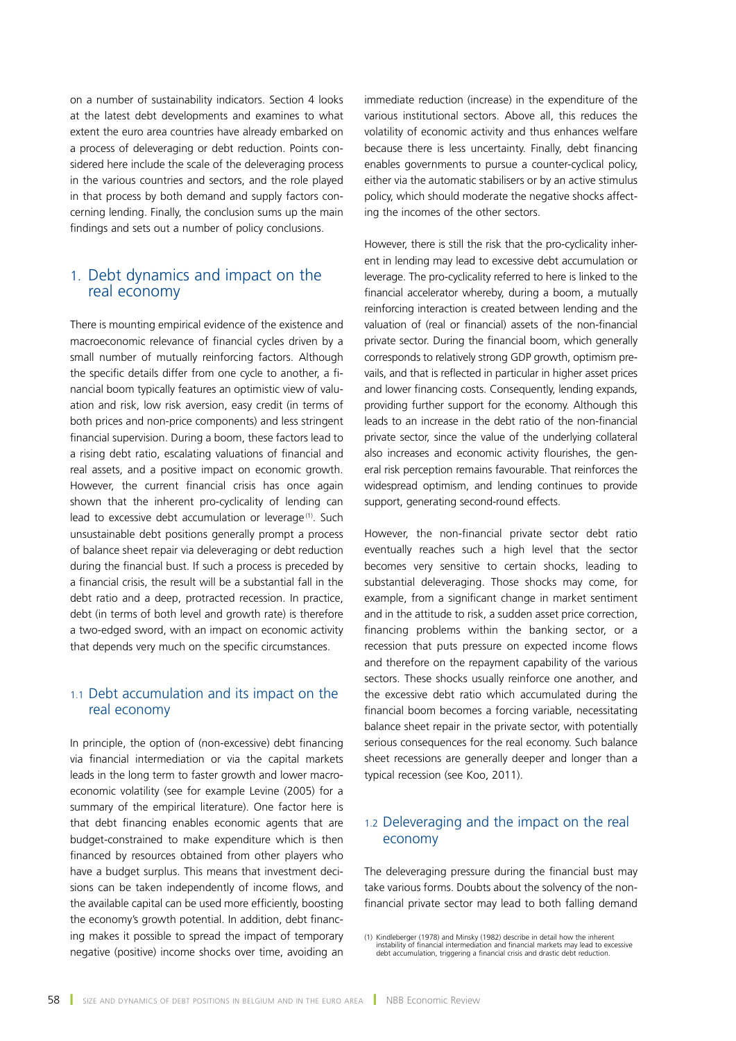on a number of sustainability indicators. Section 4 looks at the latest debt developments and examines to what extent the euro area countries have already embarked on a process of deleveraging or debt reduction. Points considered here include the scale of the deleveraging process in the various countries and sectors, and the role played in that process by both demand and supply factors concerning lending. Finally, the conclusion sums up the main findings and sets out a number of policy conclusions.

## 1. Debt dynamics and impact on the real economy

There is mounting empirical evidence of the existence and macroeconomic relevance of financial cycles driven by a small number of mutually reinforcing factors. Although the specific details differ from one cycle to another, a financial boom typically features an optimistic view of valuation and risk, low risk aversion, easy credit (in terms of both prices and non-price components) and less stringent financial supervision. During a boom, these factors lead to a rising debt ratio, escalating valuations of financial and real assets, and a positive impact on economic growth. However, the current financial crisis has once again shown that the inherent pro-cyclicality of lending can lead to excessive debt accumulation or leverage [1]. Such unsustainable debt positions generally prompt a process of balance sheet repair via deleveraging or debt reduction during the financial bust. If such a process is preceded by a financial crisis, the result will be a substantial fall in the debt ratio and a deep, protracted recession. In practice, debt (in terms of both level and growth rate) is therefore a two-edged sword, with an impact on economic activity that depends very much on the specific circumstances.

### 1.1 Debt accumulation and its impact on the real economy

In principle, the option of (non-excessive) debt financing via financial intermediation or via the capital markets leads in the long term to faster growth and lower macroeconomic volatility (see for example Levine (2005) for a summary of the empirical literature). One factor here is that debt financing enables economic agents that are budget-constrained to make expenditure which is then financed by resources obtained from other players who have a budget surplus. This means that investment decisions can be taken independently of income flows, and the available capital can be used more efficiently, boosting the economy's growth potential. In addition, debt financing makes it possible to spread the impact of temporary negative (positive) income shocks over time, avoiding an immediate reduction (increase) in the expenditure of the various institutional sectors. Above all, this reduces the volatility of economic activity and thus enhances welfare because there is less uncertainty. Finally, debt financing enables governments to pursue a counter-cyclical policy, either via the automatic stabilisers or by an active stimulus policy, which should moderate the negative shocks affecting the incomes of the other sectors.

However, there is still the risk that the pro-cyclicality inherent in lending may lead to excessive debt accumulation or leverage. The pro-cyclicality referred to here is linked to the financial accelerator whereby, during a boom, a mutually reinforcing interaction is created between lending and the valuation of (real or financial) assets of the non-financial private sector. During the financial boom, which generally corresponds to relatively strong GDP growth, optimism prevails, and that is reflected in particular in higher asset prices and lower financing costs. Consequently, lending expands, providing further support for the economy. Although this leads to an increase in the debt ratio of the non-financial private sector, since the value of the underlying collateral also increases and economic activity flourishes, the general risk perception remains favourable. That reinforces the widespread optimism, and lending continues to provide support, generating second-round effects.

However, the non-financial private sector debt ratio eventually reaches such a high level that the sector becomes very sensitive to certain shocks, leading to substantial deleveraging. Those shocks may come, for example, from a significant change in market sentiment and in the attitude to risk, a sudden asset price correction, financing problems within the banking sector, or a recession that puts pressure on expected income flows and therefore on the repayment capability of the various sectors. These shocks usually reinforce one another, and the excessive debt ratio which accumulated during the financial boom becomes a forcing variable, necessitating balance sheet repair in the private sector, with potentially serious consequences for the real economy. Such balance sheet recessions are generally deeper and longer than a typical recession (see Koo, 2011).

### 1.2 Deleveraging and the impact on the real economy

The deleveraging pressure during the financial bust may take various forms. Doubts about the solvency of the non-financial private sector may lead to both falling demand

(1) Kindleberger (1978) and Minsky (1982) describe in detail how the inherent instability of financial intermediation and financial markets may lead to excessive debt accumulation, triggering a financial crisis and drastic debt reduction.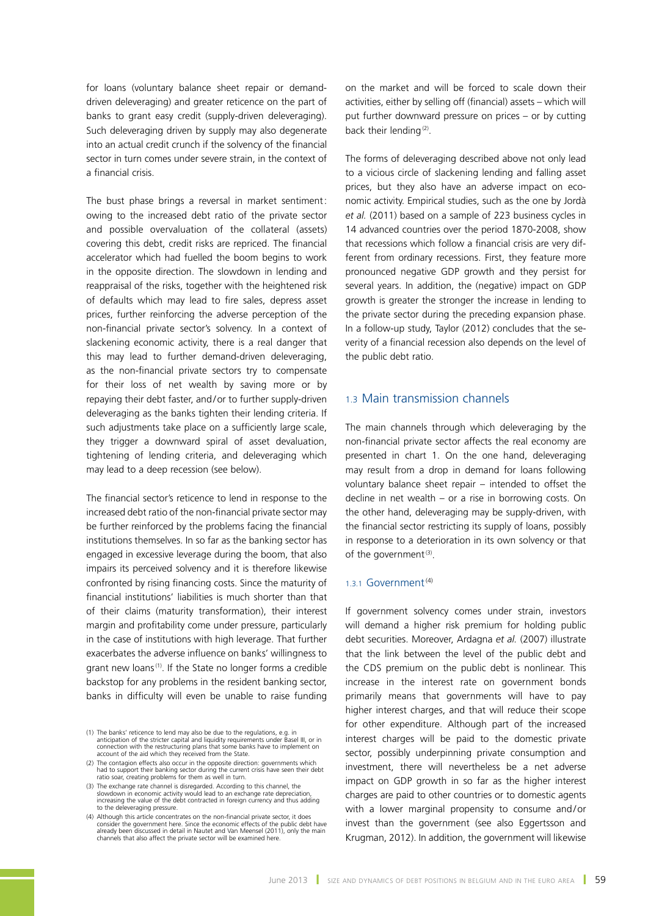for loans (voluntary balance sheet repair or demand-driven deleveraging) and greater reticence on the part of banks to grant easy credit (supply-driven deleveraging). Such deleveraging driven by supply may also degenerate into an actual credit crunch if the solvency of the financial sector in turn comes under severe strain, in the context of a financial crisis.

The bust phase brings a reversal in market sentiment: owing to the increased debt ratio of the private sector and possible overvaluation of the collateral (assets) covering this debt, credit risks are repriced. The financial accelerator which had fuelled the boom begins to work in the opposite direction. The slowdown in lending and reappraisal of the risks, together with the heightened risk of defaults which may lead to fire sales, depress asset prices, further reinforcing the adverse perception of the non-financial private sector's solvency. In a context of slackening economic activity, there is a real danger that this may lead to further demand-driven deleveraging, as the non-financial private sectors try to compensate for their loss of net wealth by saving more or by repaying their debt faster, and/or to further supply-driven deleveraging as the banks tighten their lending criteria. If such adjustments take place on a sufficiently large scale, they trigger a downward spiral of asset devaluation, tightening of lending criteria, and deleveraging which may lead to a deep recession (see below).

The financial sector's reticence to lend in response to the increased debt ratio of the non-financial private sector may be further reinforced by the problems facing the financial institutions themselves. In so far as the banking sector has engaged in excessive leverage during the boom, that also impairs its perceived solvency and it is therefore likewise confronted by rising financing costs. Since the maturity of financial institutions' liabilities is much shorter than that of their claims (maturity transformation), their interest margin and profitability come under pressure, particularly in the case of institutions with high leverage. That further exacerbates the adverse influence on banks' willingness to grant new loans [1]. If the State no longer forms a credible backstop for any problems in the resident banking sector, banks in difficulty will even be unable to raise funding on the market and will be forced to scale down their activities, either by selling off (financial) assets – which will put further downward pressure on prices – or by cutting back their lending [2].

The forms of deleveraging described above not only lead to a vicious circle of slackening lending and falling asset prices, but they also have an adverse impact on economic activity. Empirical studies, such as the one by Jordà *et al.* (2011) based on a sample of 223 business cycles in 14 advanced countries over the period 1870-2008, show that recessions which follow a financial crisis are very different from ordinary recessions. First, they feature more pronounced negative GDP growth and they persist for several years. In addition, the (negative) impact on GDP growth is greater the stronger the increase in lending to the private sector during the preceding expansion phase. In a follow-up study, Taylor (2012) concludes that the severity of a financial recession also depends on the level of the public debt ratio.

## 1.3 Main transmission channels

The main channels through which deleveraging by the non-financial private sector affects the real economy are presented in chart 1. On the one hand, deleveraging may result from a drop in demand for loans following voluntary balance sheet repair – intended to offset the decline in net wealth – or a rise in borrowing costs. On the other hand, deleveraging may be supply-driven, with the financial sector restricting its supply of loans, possibly in response to a deterioration in its own solvency or that of the government [3].

### 1.3.1 Government [4]

If government solvency comes under strain, investors will demand a higher risk premium for holding public debt securities. Moreover, Ardagna *et al.* (2007) illustrate that the link between the level of the public debt and the CDS premium on the public debt is nonlinear. This increase in the interest rate on government bonds primarily means that governments will have to pay higher interest charges, and that will reduce their scope for other expenditure. Although part of the increased interest charges will be paid to the domestic private sector, possibly underpinning private consumption and investment, there will nevertheless be a net adverse impact on GDP growth in so far as the higher interest charges are paid to other countries or to domestic agents with a lower marginal propensity to consume and/or invest than the government (see also Eggertsson and Krugman, 2012). In addition, the government will likewise

(1) The banks' reticence to lend may also be due to the regulations, e.g. in anticipation of the stricter capital and liquidity requirements under Basel III, or in connection with the restructuring plans that some banks have to implement on account of the aid which they received from the State.

(2) The contagion effects also occur in the opposite direction: governments which had to support their banking sector during the current crisis have seen their debt ratio soar, creating problems for them as well in turn.

(3) The exchange rate channel is disregarded. According to this channel, the slowdown in economic activity would lead to an exchange rate depreciation, increasing the value of the debt contracted in foreign currency and thus adding to the deleveraging pressure.

(4) Although this article concentrates on the non-financial private sector, it does consider the government here. Since the economic effects of the public debt have already been discussed in detail in Nautet and Van Meensel (2011), only the main channels that also affect the private sector will be examined here.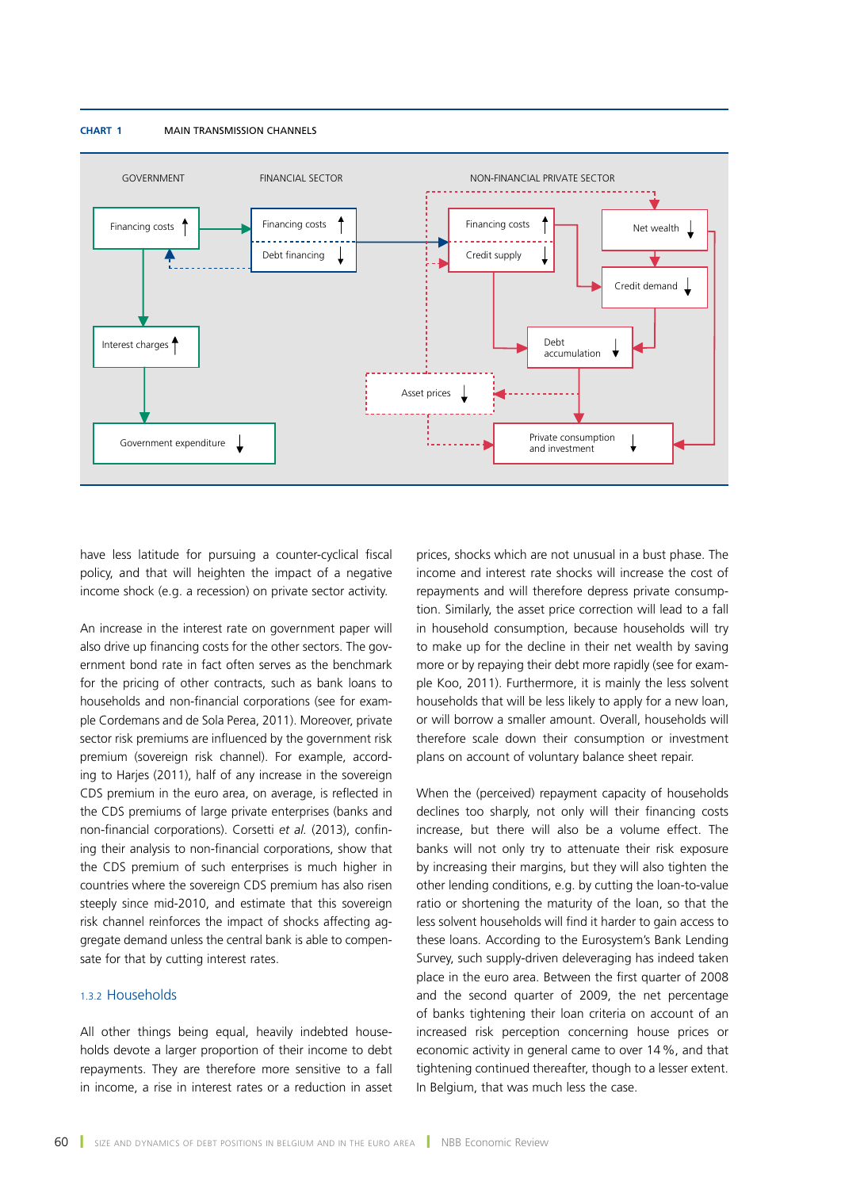CHART 1 MAIN TRANSMISSION CHANNELS

GOVERNMENT | FINANCIAL SECTOR | NON-FINANCIAL PRIVATE SECTOR

Financing costs ↑ | Financing costs ↑ / Debt financing ↓ | Financing costs ↑ / Credit supply ↓ | Net wealth ↓ | Credit demand ↓ | Debt accumulation ↓ | Asset prices ↓ | Interest charges ↑ | Government expenditure ↓ | Private consumption and investment ↓

have less latitude for pursuing a counter-cyclical fiscal policy, and that will heighten the impact of a negative income shock (e.g. a recession) on private sector activity.

An increase in the interest rate on government paper will also drive up financing costs for the other sectors. The government bond rate in fact often serves as the benchmark for the pricing of other contracts, such as bank loans to households and non-financial corporations (see for example Cordemans and de Sola Perea, 2011). Moreover, private sector risk premiums are influenced by the government risk premium (sovereign risk channel). For example, according to Harjes (2011), half of any increase in the sovereign CDS premium in the euro area, on average, is reflected in the CDS premiums of large private enterprises (banks and non-financial corporations). Corsetti *et al.* (2013), confining their analysis to non-financial corporations, show that the CDS premium of such enterprises is much higher in countries where the sovereign CDS premium has also risen steeply since mid-2010, and estimate that this sovereign risk channel reinforces the impact of shocks affecting aggregate demand unless the central bank is able to compensate for that by cutting interest rates.

### 1.3.2 Households

All other things being equal, heavily indebted households devote a larger proportion of their income to debt repayments. They are therefore more sensitive to a fall in income, a rise in interest rates or a reduction in asset prices, shocks which are not unusual in a bust phase. The income and interest rate shocks will increase the cost of repayments and will therefore depress private consumption. Similarly, the asset price correction will lead to a fall in household consumption, because households will try to make up for the decline in their net wealth by saving more or by repaying their debt more rapidly (see for example Koo, 2011). Furthermore, it is mainly the less solvent households that will be less likely to apply for a new loan, or will borrow a smaller amount. Overall, households will therefore scale down their consumption or investment plans on account of voluntary balance sheet repair.

When the (perceived) repayment capacity of households declines too sharply, not only will their financing costs increase, but there will also be a volume effect. The banks will not only try to attenuate their risk exposure by increasing their margins, but they will also tighten the other lending conditions, e.g. by cutting the loan-to-value ratio or shortening the maturity of the loan, so that the less solvent households will find it harder to gain access to these loans. According to the Eurosystem's Bank Lending Survey, such supply-driven deleveraging has indeed taken place in the euro area. Between the first quarter of 2008 and the second quarter of 2009, the net percentage of banks tightening their loan criteria on account of an increased risk perception concerning house prices or economic activity in general came to over 14 %, and that tightening continued thereafter, though to a lesser extent. In Belgium, that was much less the case.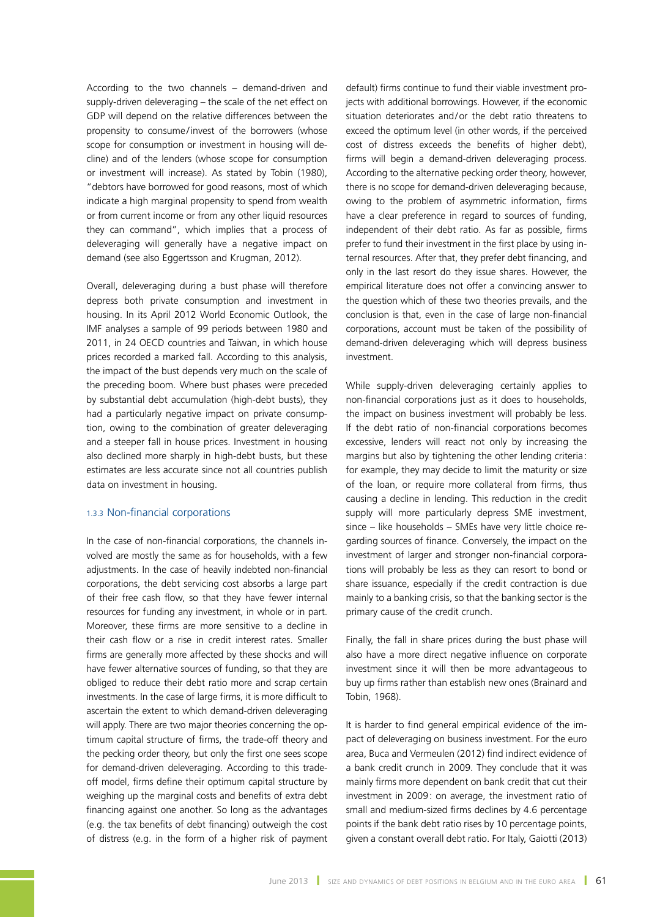According to the two channels – demand-driven and supply-driven deleveraging – the scale of the net effect on GDP will depend on the relative differences between the propensity to consume/invest of the borrowers (whose scope for consumption or investment in housing will decline) and of the lenders (whose scope for consumption or investment will increase). As stated by Tobin (1980), "debtors have borrowed for good reasons, most of which indicate a high marginal propensity to spend from wealth or from current income or from any other liquid resources they can command", which implies that a process of deleveraging will generally have a negative impact on demand (see also Eggertsson and Krugman, 2012).

Overall, deleveraging during a bust phase will therefore depress both private consumption and investment in housing. In its April 2012 World Economic Outlook, the IMF analyses a sample of 99 periods between 1980 and 2011, in 24 OECD countries and Taiwan, in which house prices recorded a marked fall. According to this analysis, the impact of the bust depends very much on the scale of the preceding boom. Where bust phases were preceded by substantial debt accumulation (high-debt busts), they had a particularly negative impact on private consumption, owing to the combination of greater deleveraging and a steeper fall in house prices. Investment in housing also declined more sharply in high-debt busts, but these estimates are less accurate since not all countries publish data on investment in housing.

### 1.3.3 Non-financial corporations

In the case of non-financial corporations, the channels involved are mostly the same as for households, with a few adjustments. In the case of heavily indebted non-financial corporations, the debt servicing cost absorbs a large part of their free cash flow, so that they have fewer internal resources for funding any investment, in whole or in part. Moreover, these firms are more sensitive to a decline in their cash flow or a rise in credit interest rates. Smaller firms are generally more affected by these shocks and will have fewer alternative sources of funding, so that they are obliged to reduce their debt ratio more and scrap certain investments. In the case of large firms, it is more difficult to ascertain the extent to which demand-driven deleveraging will apply. There are two major theories concerning the optimum capital structure of firms, the trade-off theory and the pecking order theory, but only the first one sees scope for demand-driven deleveraging. According to this trade-off model, firms define their optimum capital structure by weighing up the marginal costs and benefits of extra debt financing against one another. So long as the advantages (e.g. the tax benefits of debt financing) outweigh the cost of distress (e.g. in the form of a higher risk of payment default) firms continue to fund their viable investment projects with additional borrowings. However, if the economic situation deteriorates and/or the debt ratio threatens to exceed the optimum level (in other words, if the perceived cost of distress exceeds the benefits of higher debt), firms will begin a demand-driven deleveraging process. According to the alternative pecking order theory, however, there is no scope for demand-driven deleveraging because, owing to the problem of asymmetric information, firms have a clear preference in regard to sources of funding, independent of their debt ratio. As far as possible, firms prefer to fund their investment in the first place by using internal resources. After that, they prefer debt financing, and only in the last resort do they issue shares. However, the empirical literature does not offer a convincing answer to the question which of these two theories prevails, and the conclusion is that, even in the case of large non-financial corporations, account must be taken of the possibility of demand-driven deleveraging which will depress business investment.

While supply-driven deleveraging certainly applies to non-financial corporations just as it does to households, the impact on business investment will probably be less. If the debt ratio of non-financial corporations becomes excessive, lenders will react not only by increasing the margins but also by tightening the other lending criteria: for example, they may decide to limit the maturity or size of the loan, or require more collateral from firms, thus causing a decline in lending. This reduction in the credit supply will more particularly depress SME investment, since – like households – SMEs have very little choice regarding sources of finance. Conversely, the impact on the investment of larger and stronger non-financial corporations will probably be less as they can resort to bond or share issuance, especially if the credit contraction is due mainly to a banking crisis, so that the banking sector is the primary cause of the credit crunch.

Finally, the fall in share prices during the bust phase will also have a more direct negative influence on corporate investment since it will then be more advantageous to buy up firms rather than establish new ones (Brainard and Tobin, 1968).

It is harder to find general empirical evidence of the impact of deleveraging on business investment. For the euro area, Buca and Vermeulen (2012) find indirect evidence of a bank credit crunch in 2009. They conclude that it was mainly firms more dependent on bank credit that cut their investment in 2009: on average, the investment ratio of small and medium-sized firms declines by 4.6 percentage points if the bank debt ratio rises by 10 percentage points, given a constant overall debt ratio. For Italy, Gaiotti (2013)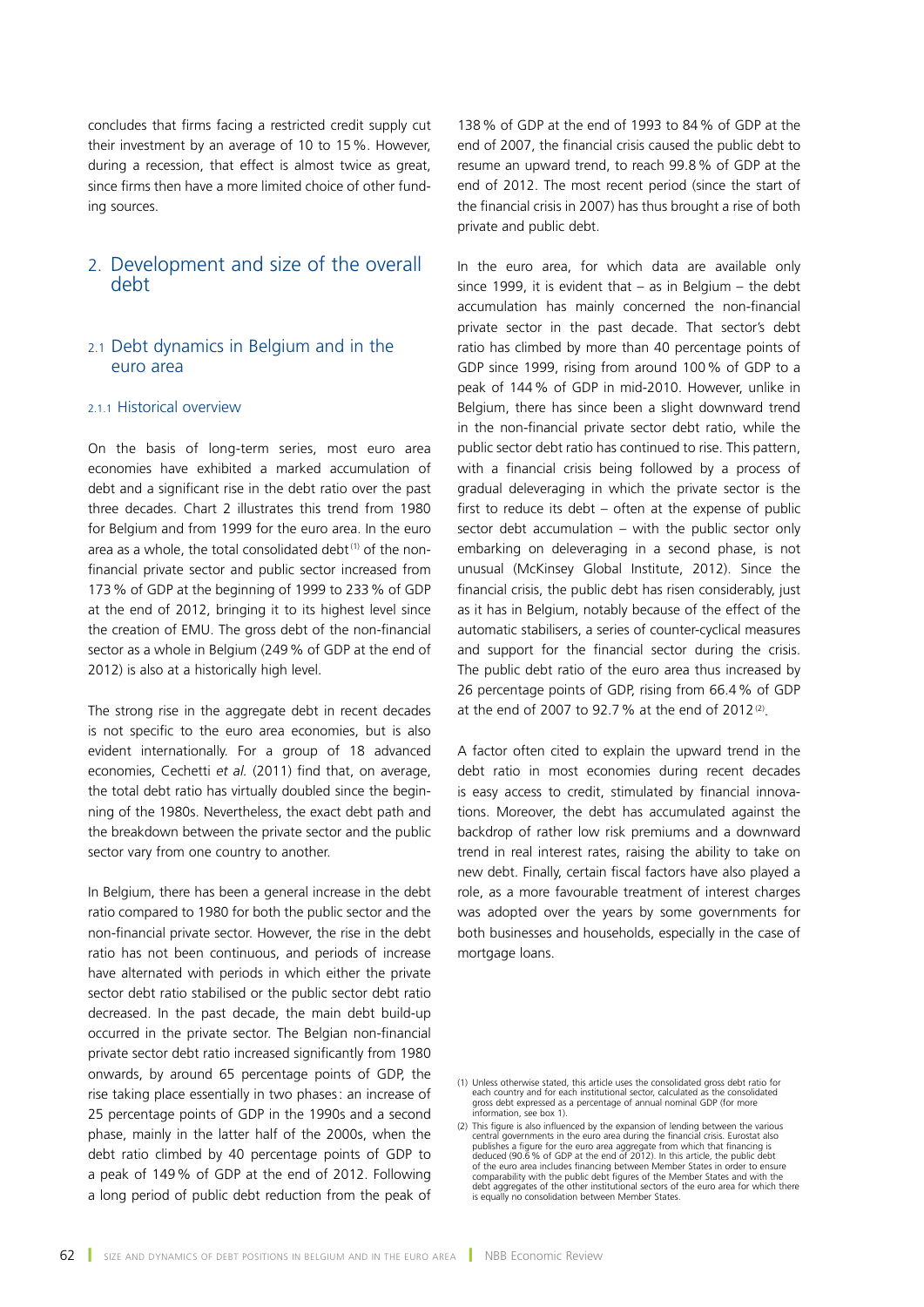concludes that firms facing a restricted credit supply cut their investment by an average of 10 to 15 %. However, during a recession, that effect is almost twice as great, since firms then have a more limited choice of other funding sources.

## 2. Development and size of the overall debt

### 2.1 Debt dynamics in Belgium and in the euro area

#### 2.1.1 Historical overview

On the basis of long-term series, most euro area economies have exhibited a marked accumulation of debt and a significant rise in the debt ratio over the past three decades. Chart 2 illustrates this trend from 1980 for Belgium and from 1999 for the euro area. In the euro area as a whole, the total consolidated debt [1] of the non-financial private sector and public sector increased from 173 % of GDP at the beginning of 1999 to 233 % of GDP at the end of 2012, bringing it to its highest level since the creation of EMU. The gross debt of the non-financial sector as a whole in Belgium (249 % of GDP at the end of 2012) is also at a historically high level.

The strong rise in the aggregate debt in recent decades is not specific to the euro area economies, but is also evident internationally. For a group of 18 advanced economies, Cechetti *et al.* (2011) find that, on average, the total debt ratio has virtually doubled since the beginning of the 1980s. Nevertheless, the exact debt path and the breakdown between the private sector and the public sector vary from one country to another.

In Belgium, there has been a general increase in the debt ratio compared to 1980 for both the public sector and the non-financial private sector. However, the rise in the debt ratio has not been continuous, and periods of increase have alternated with periods in which either the private sector debt ratio stabilised or the public sector debt ratio decreased. In the past decade, the main debt build-up occurred in the private sector. The Belgian non-financial private sector debt ratio increased significantly from 1980 onwards, by around 65 percentage points of GDP, the rise taking place essentially in two phases: an increase of 25 percentage points of GDP in the 1990s and a second phase, mainly in the latter half of the 2000s, when the debt ratio climbed by 40 percentage points of GDP to a peak of 149 % of GDP at the end of 2012. Following a long period of public debt reduction from the peak of 138 % of GDP at the end of 1993 to 84 % of GDP at the end of 2007, the financial crisis caused the public debt to resume an upward trend, to reach 99.8 % of GDP at the end of 2012. The most recent period (since the start of the financial crisis in 2007) has thus brought a rise of both private and public debt.

In the euro area, for which data are available only since 1999, it is evident that – as in Belgium – the debt accumulation has mainly concerned the non-financial private sector in the past decade. That sector's debt ratio has climbed by more than 40 percentage points of GDP since 1999, rising from around 100 % of GDP to a peak of 144 % of GDP in mid-2010. However, unlike in Belgium, there has since been a slight downward trend in the non-financial private sector debt ratio, while the public sector debt ratio has continued to rise. This pattern, with a financial crisis being followed by a process of gradual deleveraging in which the private sector is the first to reduce its debt – often at the expense of public sector debt accumulation – with the public sector only embarking on deleveraging in a second phase, is not unusual (McKinsey Global Institute, 2012). Since the financial crisis, the public debt has risen considerably, just as it has in Belgium, notably because of the effect of the automatic stabilisers, a series of counter-cyclical measures and support for the financial sector during the crisis. The public debt ratio of the euro area thus increased by 26 percentage points of GDP, rising from 66.4 % of GDP at the end of 2007 to 92.7 % at the end of 2012 [2].

A factor often cited to explain the upward trend in the debt ratio in most economies during recent decades is easy access to credit, stimulated by financial innovations. Moreover, the debt has accumulated against the backdrop of rather low risk premiums and a downward trend in real interest rates, raising the ability to take on new debt. Finally, certain fiscal factors have also played a role, as a more favourable treatment of interest charges was adopted over the years by some governments for both businesses and households, especially in the case of mortgage loans.

(1) Unless otherwise stated, this article uses the consolidated gross debt ratio for each country and for each institutional sector, calculated as the consolidated gross debt expressed as a percentage of annual nominal GDP (for more information, see box 1).

(2) This figure is also influenced by the expansion of lending between the various central governments in the euro area during the financial crisis. Eurostat also publishes a figure for the euro area aggregate from which that financing is deduced (90.6 % of GDP at the end of 2012). In this article, the public debt of the euro area includes financing between Member States in order to ensure comparability with the public debt figures of the Member States and with the debt aggregates of the other institutional sectors of the euro area for which there is equally no consolidation between Member States.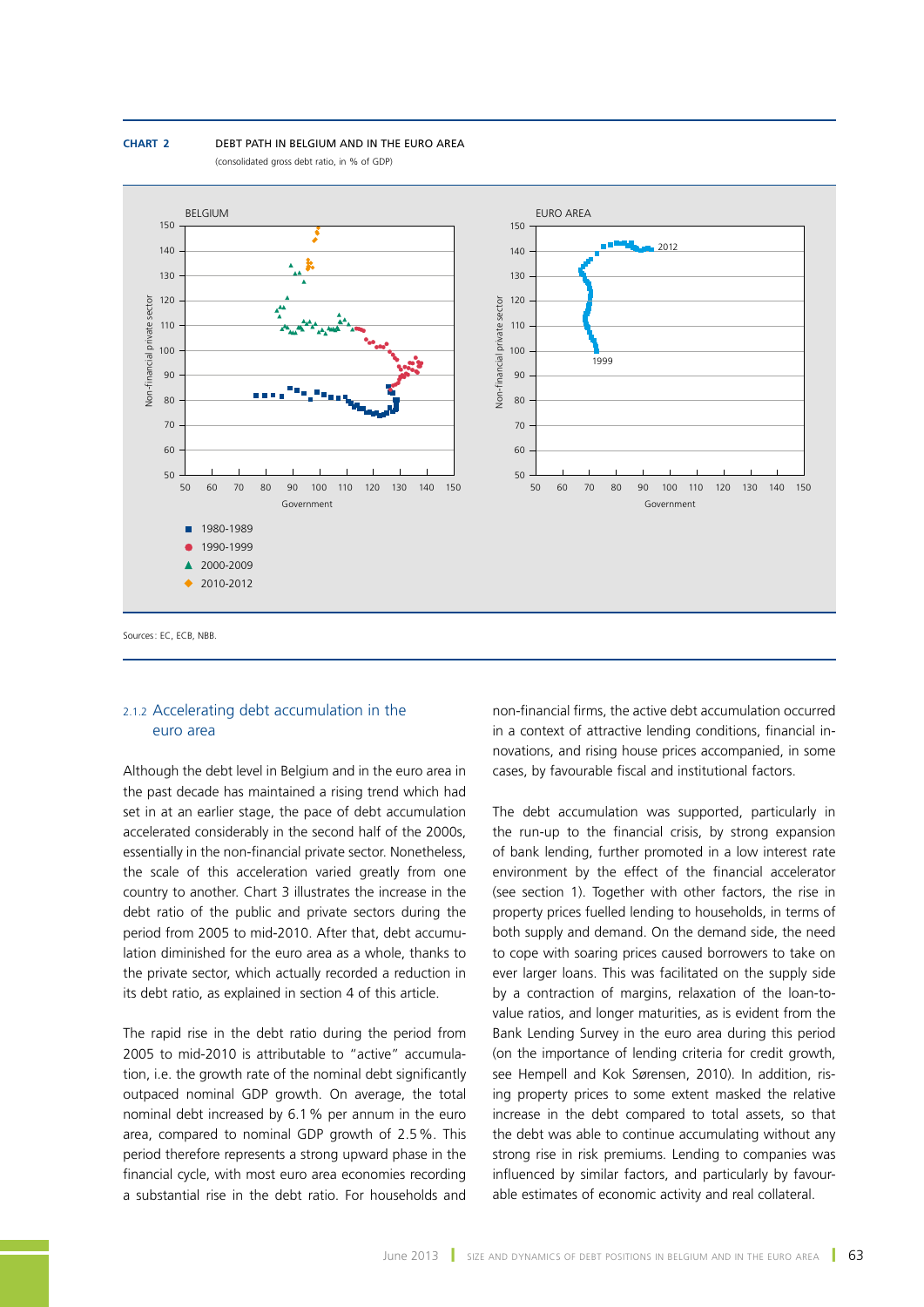**CHART 2** DEBT PATH IN BELGIUM AND IN THE EURO AREA

(consolidated gross debt ratio, in % of GDP)

Sources: EC, ECB, NBB.

### 2.1.2 Accelerating debt accumulation in the euro area

Although the debt level in Belgium and in the euro area in the past decade has maintained a rising trend which had set in at an earlier stage, the pace of debt accumulation accelerated considerably in the second half of the 2000s, essentially in the non-financial private sector. Nonetheless, the scale of this acceleration varied greatly from one country to another. Chart 3 illustrates the increase in the debt ratio of the public and private sectors during the period from 2005 to mid-2010. After that, debt accumulation diminished for the euro area as a whole, thanks to the private sector, which actually recorded a reduction in its debt ratio, as explained in section 4 of this article.

The rapid rise in the debt ratio during the period from 2005 to mid-2010 is attributable to "active" accumulation, i.e. the growth rate of the nominal debt significantly outpaced nominal GDP growth. On average, the total nominal debt increased by 6.1 % per annum in the euro area, compared to nominal GDP growth of 2.5 %. This period therefore represents a strong upward phase in the financial cycle, with most euro area economies recording a substantial rise in the debt ratio. For households and non-financial firms, the active debt accumulation occurred in a context of attractive lending conditions, financial innovations, and rising house prices accompanied, in some cases, by favourable fiscal and institutional factors.

The debt accumulation was supported, particularly in the run-up to the financial crisis, by strong expansion of bank lending, further promoted in a low interest rate environment by the effect of the financial accelerator (see section 1). Together with other factors, the rise in property prices fuelled lending to households, in terms of both supply and demand. On the demand side, the need to cope with soaring prices caused borrowers to take on ever larger loans. This was facilitated on the supply side by a contraction of margins, relaxation of the loan-to-value ratios, and longer maturities, as is evident from the Bank Lending Survey in the euro area during this period (on the importance of lending criteria for credit growth, see Hempell and Kok Sørensen, 2010). In addition, rising property prices to some extent masked the relative increase in the debt compared to total assets, so that the debt was able to continue accumulating without any strong rise in risk premiums. Lending to companies was influenced by similar factors, and particularly by favourable estimates of economic activity and real collateral.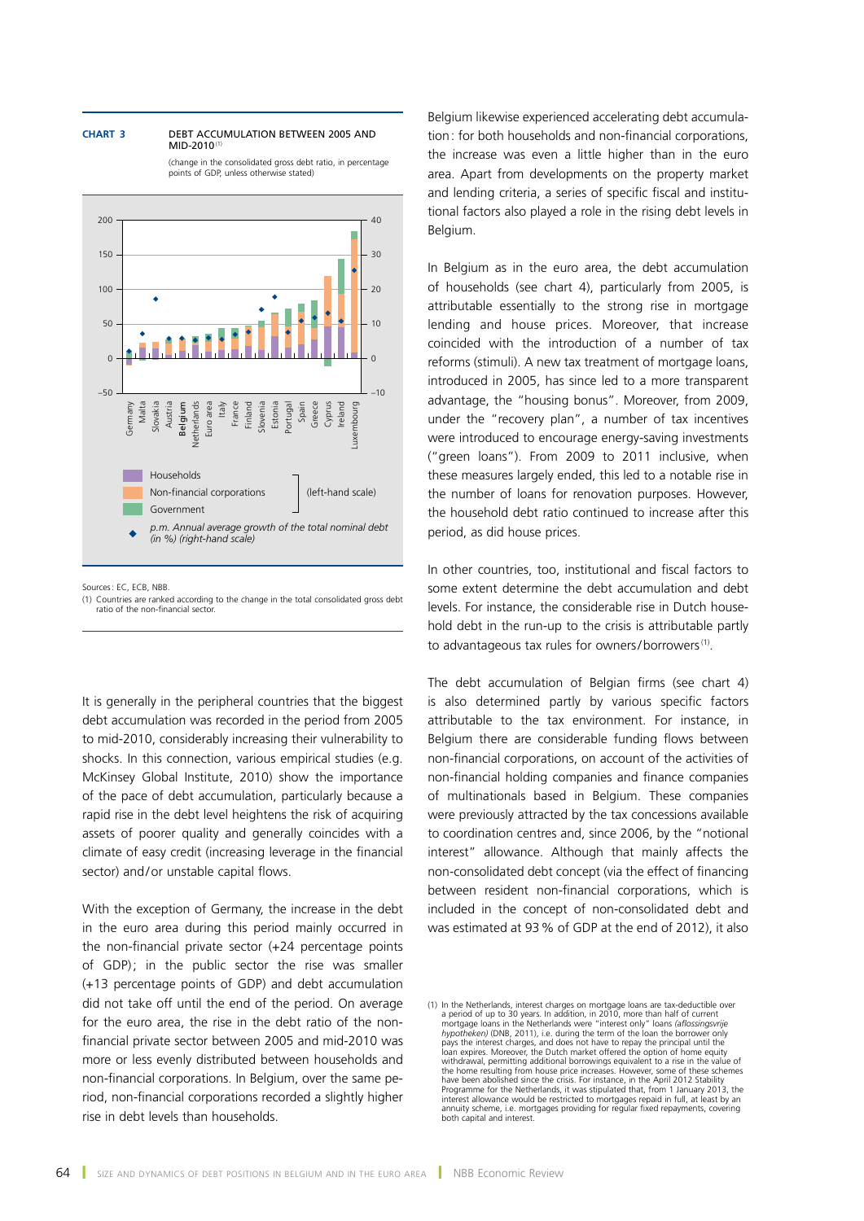**CHART 3** DEBT ACCUMULATION BETWEEN 2005 AND MID-2010 (1)

(change in the consolidated gross debt ratio, in percentage points of GDP, unless otherwise stated)

Households
Non-financial corporations
Government
(left-hand scale)

p.m. Annual average growth of the total nominal debt (in %) (right-hand scale)

Germany, Malta, Slovakia, Austria, **Belgium**, Netherlands, Euro area, Italy, France, Finland, Slovenia, Estonia, Portugal, Spain, Greece, Cyprus, Ireland, Luxembourg

Sources: EC, ECB, NBB.
(1) Countries are ranked according to the change in the total consolidated gross debt ratio of the non-financial sector.

It is generally in the peripheral countries that the biggest debt accumulation was recorded in the period from 2005 to mid-2010, considerably increasing their vulnerability to shocks. In this connection, various empirical studies (e.g. McKinsey Global Institute, 2010) show the importance of the pace of debt accumulation, particularly because a rapid rise in the debt level heightens the risk of acquiring assets of poorer quality and generally coincides with a climate of easy credit (increasing leverage in the financial sector) and/or unstable capital flows.

With the exception of Germany, the increase in the debt in the euro area during this period mainly occurred in the non-financial private sector (+24 percentage points of GDP); in the public sector the rise was smaller (+13 percentage points of GDP) and debt accumulation did not take off until the end of the period. On average for the euro area, the rise in the debt ratio of the non-financial private sector between 2005 and mid-2010 was more or less evenly distributed between households and non-financial corporations. In Belgium, over the same period, non-financial corporations recorded a slightly higher rise in debt levels than households.

Belgium likewise experienced accelerating debt accumulation: for both households and non-financial corporations, the increase was even a little higher than in the euro area. Apart from developments on the property market and lending criteria, a series of specific fiscal and institutional factors also played a role in the rising debt levels in Belgium.

In Belgium as in the euro area, the debt accumulation of households (see chart 4), particularly from 2005, is attributable essentially to the strong rise in mortgage lending and house prices. Moreover, that increase coincided with the introduction of a number of tax reforms (stimuli). A new tax treatment of mortgage loans, introduced in 2005, has since led to a more transparent advantage, the "housing bonus". Moreover, from 2009, under the "recovery plan", a number of tax incentives were introduced to encourage energy-saving investments ("green loans"). From 2009 to 2011 inclusive, when these measures largely ended, this led to a notable rise in the number of loans for renovation purposes. However, the household debt ratio continued to increase after this period, as did house prices.

In other countries, too, institutional and fiscal factors to some extent determine the debt accumulation and debt levels. For instance, the considerable rise in Dutch household debt in the run-up to the crisis is attributable partly to advantageous tax rules for owners/borrowers [1].

The debt accumulation of Belgian firms (see chart 4) is also determined partly by various specific factors attributable to the tax environment. For instance, in Belgium there are considerable funding flows between non-financial corporations, on account of the activities of non-financial holding companies and finance companies of multinationals based in Belgium. These companies were previously attracted by the tax concessions available to coordination centres and, since 2006, by the "notional interest" allowance. Although that mainly affects the non-consolidated debt concept (via the effect of financing between resident non-financial corporations, which is included in the concept of non-consolidated debt and was estimated at 93 % of GDP at the end of 2012), it also

(1) In the Netherlands, interest charges on mortgage loans are tax-deductible over a period of up to 30 years. In addition, in 2010, more than half of current mortgage loans in the Netherlands were "interest only" loans *(aflossingsvrije hypotheken)* (DNB, 2011), i.e. during the term of the loan the borrower only pays the interest charges, and does not have to repay the principal until the loan expires. Moreover, the Dutch market offered the option of home equity withdrawal, permitting additional borrowings equivalent to a rise in the value of the home resulting from house price increases. However, some of these schemes have been abolished since the crisis. For instance, in the April 2012 Stability Programme for the Netherlands, it was stipulated that, from 1 January 2013, the interest allowance would be restricted to mortgages repaid in full, at least by an annuity scheme, i.e. mortgages providing for regular fixed repayments, covering both capital and interest.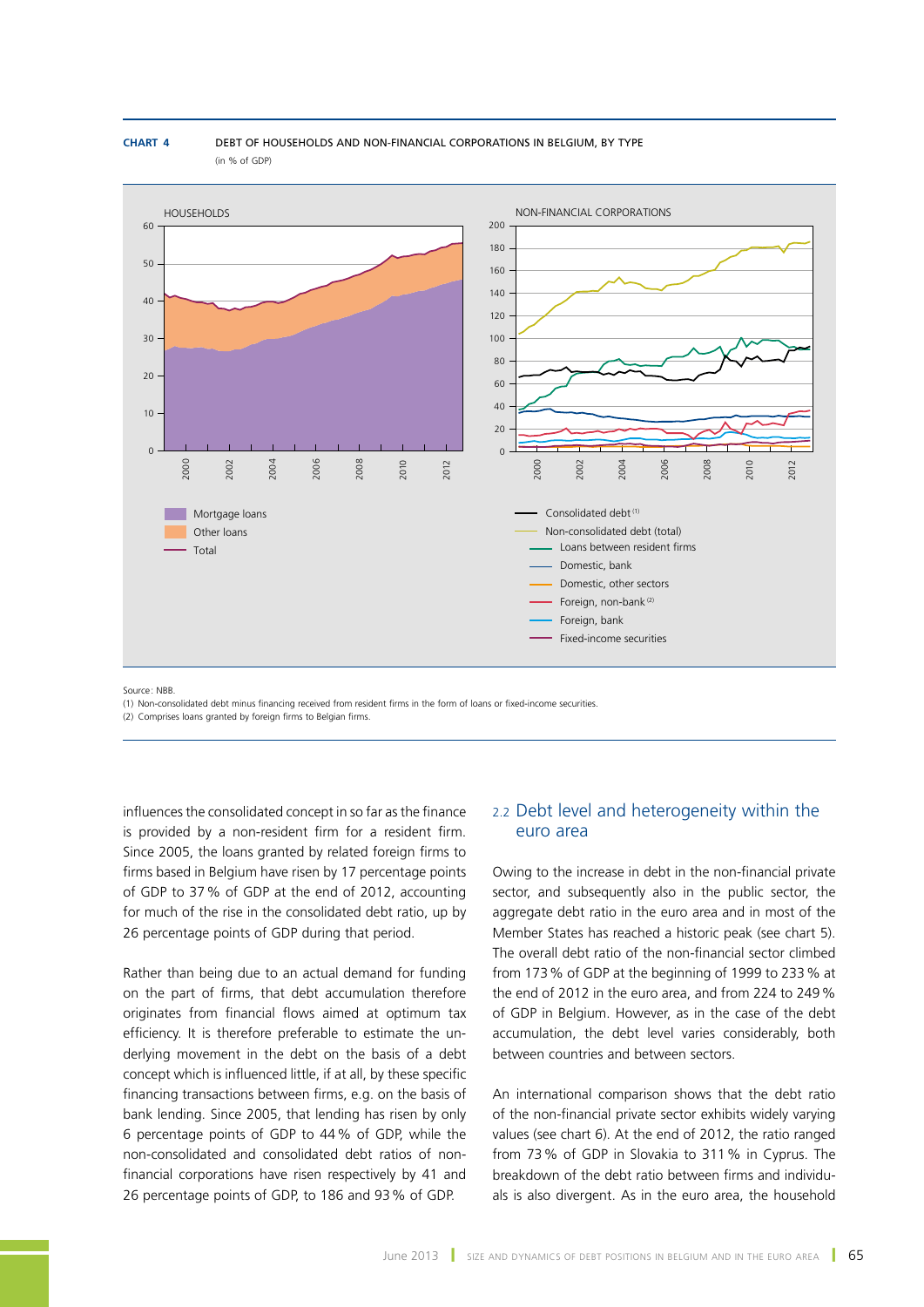**CHART 4** DEBT OF HOUSEHOLDS AND NON-FINANCIAL CORPORATIONS IN BELGIUM, BY TYPE
(in % of GDP)

HOUSEHOLDS

- Mortgage loans
- Other loans
- Total

NON-FINANCIAL CORPORATIONS

- Consolidated debt (1)
- Non-consolidated debt (total)
  - Loans between resident firms
  - Domestic, bank
  - Domestic, other sectors
  - Foreign, non-bank (2)
  - Foreign, bank
  - Fixed-income securities

Source: NBB.
(1) Non-consolidated debt minus financing received from resident firms in the form of loans or fixed-income securities.
(2) Comprises loans granted by foreign firms to Belgian firms.

influences the consolidated concept in so far as the finance is provided by a non-resident firm for a resident firm. Since 2005, the loans granted by related foreign firms to firms based in Belgium have risen by 17 percentage points of GDP to 37 % of GDP at the end of 2012, accounting for much of the rise in the consolidated debt ratio, up by 26 percentage points of GDP during that period.

Rather than being due to an actual demand for funding on the part of firms, that debt accumulation therefore originates from financial flows aimed at optimum tax efficiency. It is therefore preferable to estimate the underlying movement in the debt on the basis of a debt concept which is influenced little, if at all, by these specific financing transactions between firms, e.g. on the basis of bank lending. Since 2005, that lending has risen by only 6 percentage points of GDP to 44 % of GDP, while the non-consolidated and consolidated debt ratios of non-financial corporations have risen respectively by 41 and 26 percentage points of GDP, to 186 and 93 % of GDP.

## 2.2 Debt level and heterogeneity within the euro area

Owing to the increase in debt in the non-financial private sector, and subsequently also in the public sector, the aggregate debt ratio in the euro area and in most of the Member States has reached a historic peak (see chart 5). The overall debt ratio of the non-financial sector climbed from 173 % of GDP at the beginning of 1999 to 233 % at the end of 2012 in the euro area, and from 224 to 249 % of GDP in Belgium. However, as in the case of the debt accumulation, the debt level varies considerably, both between countries and between sectors.

An international comparison shows that the debt ratio of the non-financial private sector exhibits widely varying values (see chart 6). At the end of 2012, the ratio ranged from 73 % of GDP in Slovakia to 311 % in Cyprus. The breakdown of the debt ratio between firms and individuals is also divergent. As in the euro area, the household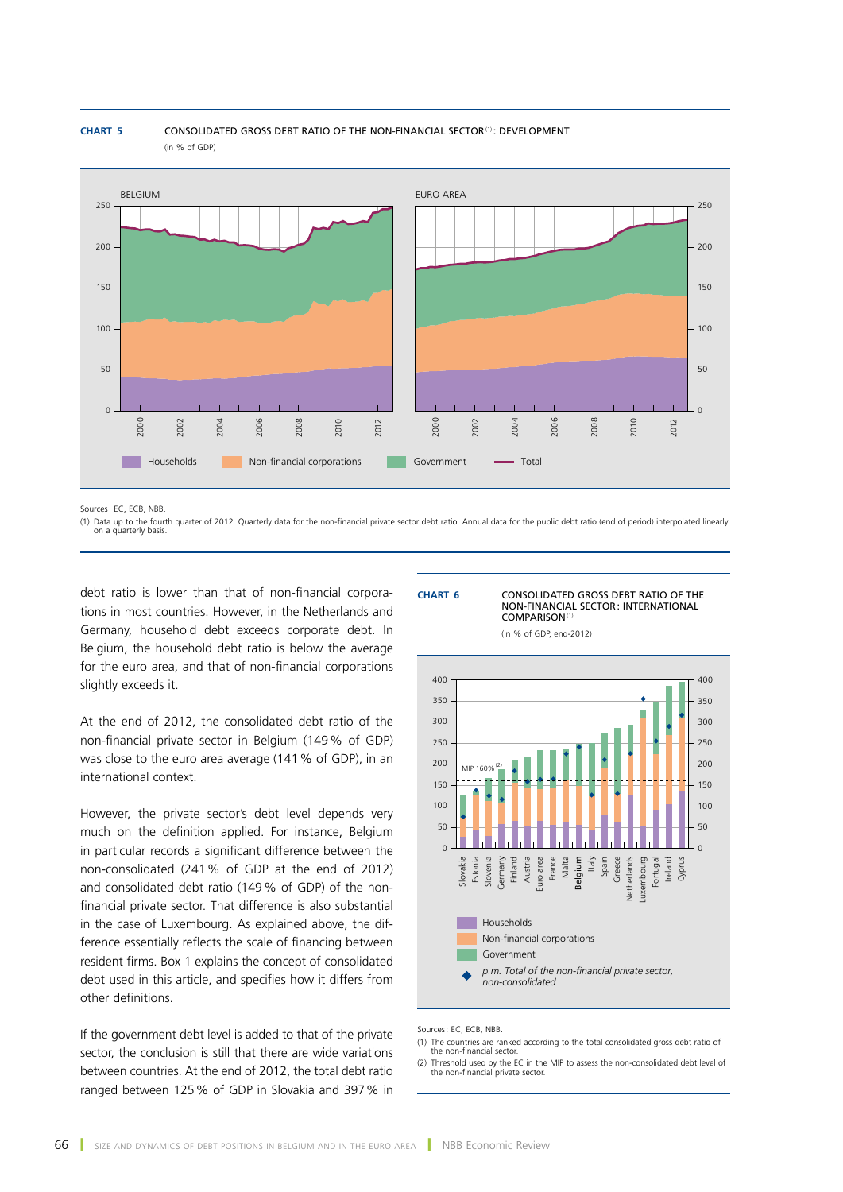**CHART 5** CONSOLIDATED GROSS DEBT RATIO OF THE NON-FINANCIAL SECTOR (1): DEVELOPMENT

(in % of GDP)

Sources: EC, ECB, NBB.

(1) Data up to the fourth quarter of 2012. Quarterly data for the non-financial private sector debt ratio. Annual data for the public debt ratio (end of period) interpolated linearly on a quarterly basis.

debt ratio is lower than that of non-financial corporations in most countries. However, in the Netherlands and Germany, household debt exceeds corporate debt. In Belgium, the household debt ratio is below the average for the euro area, and that of non-financial corporations slightly exceeds it.

At the end of 2012, the consolidated debt ratio of the non-financial private sector in Belgium (149 % of GDP) was close to the euro area average (141 % of GDP), in an international context.

However, the private sector's debt level depends very much on the definition applied. For instance, Belgium in particular records a significant difference between the non-consolidated (241 % of GDP at the end of 2012) and consolidated debt ratio (149 % of GDP) of the non-financial private sector. That difference is also substantial in the case of Luxembourg. As explained above, the difference essentially reflects the scale of financing between resident firms. Box 1 explains the concept of consolidated debt used in this article, and specifies how it differs from other definitions.

If the government debt level is added to that of the private sector, the conclusion is still that there are wide variations between countries. At the end of 2012, the total debt ratio ranged between 125 % of GDP in Slovakia and 397 % in

**CHART 6** CONSOLIDATED GROSS DEBT RATIO OF THE NON-FINANCIAL SECTOR: INTERNATIONAL COMPARISON (1)

(in % of GDP, end-2012)

Sources: EC, ECB, NBB.

(1) The countries are ranked according to the total consolidated gross debt ratio of the non-financial sector.

(2) Threshold used by the EC in the MIP to assess the non-consolidated debt level of the non-financial private sector.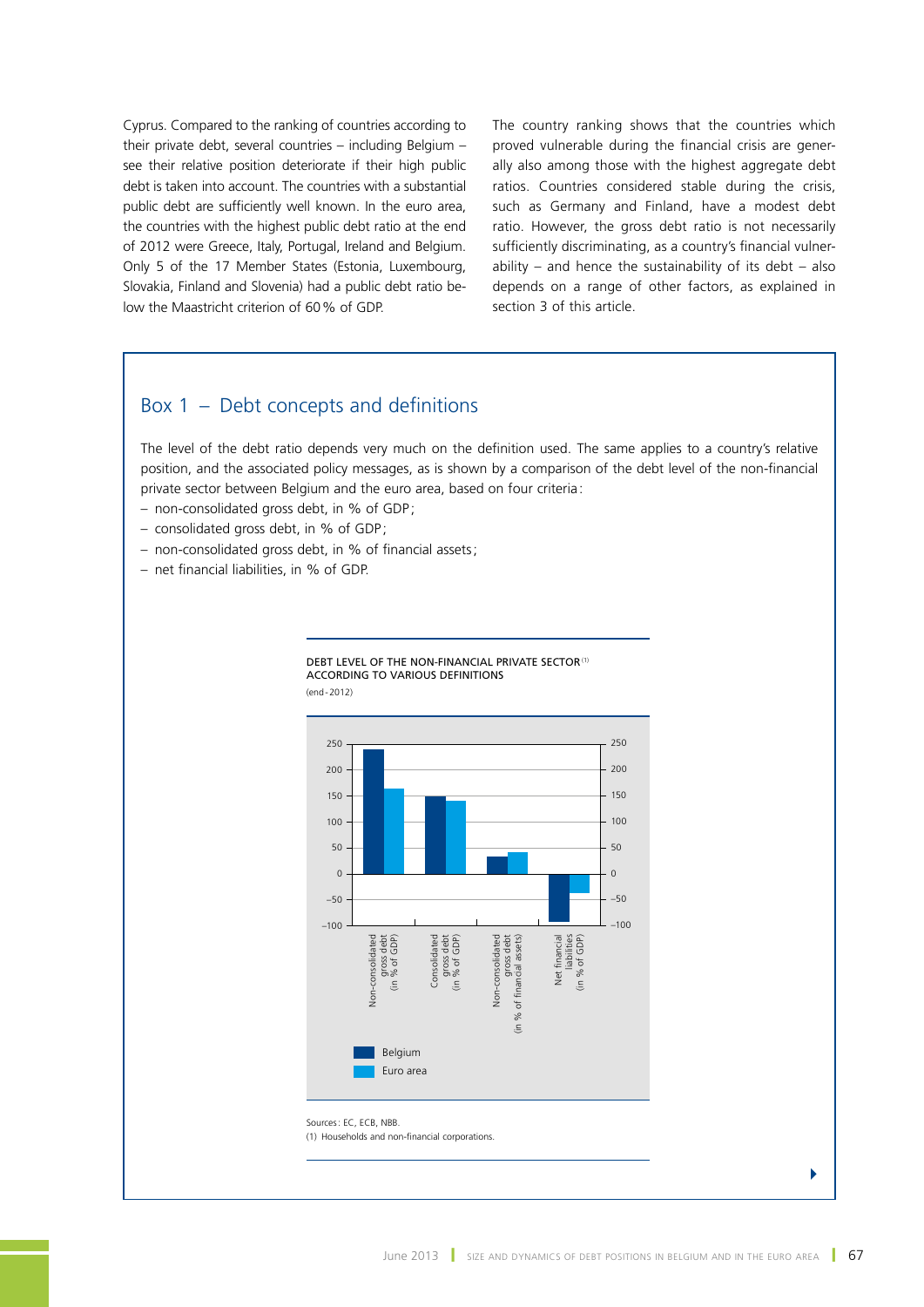Cyprus. Compared to the ranking of countries according to their private debt, several countries – including Belgium – see their relative position deteriorate if their high public debt is taken into account. The countries with a substantial public debt are sufficiently well known. In the euro area, the countries with the highest public debt ratio at the end of 2012 were Greece, Italy, Portugal, Ireland and Belgium. Only 5 of the 17 Member States (Estonia, Luxembourg, Slovakia, Finland and Slovenia) had a public debt ratio below the Maastricht criterion of 60 % of GDP.

The country ranking shows that the countries which proved vulnerable during the financial crisis are generally also among those with the highest aggregate debt ratios. Countries considered stable during the crisis, such as Germany and Finland, have a modest debt ratio. However, the gross debt ratio is not necessarily sufficiently discriminating, as a country's financial vulnerability – and hence the sustainability of its debt – also depends on a range of other factors, as explained in section 3 of this article.

## Box 1 – Debt concepts and definitions

The level of the debt ratio depends very much on the definition used. The same applies to a country's relative position, and the associated policy messages, as is shown by a comparison of the debt level of the non-financial private sector between Belgium and the euro area, based on four criteria :

- non-consolidated gross debt, in % of GDP ;
- consolidated gross debt, in % of GDP ;
- non-consolidated gross debt, in % of financial assets ;
- net financial liabilities, in % of GDP.

DEBT LEVEL OF THE NON-FINANCIAL PRIVATE SECTOR (1) ACCORDING TO VARIOUS DEFINITIONS
(end - 2012)

Sources : EC, ECB, NBB.
(1) Households and non-financial corporations.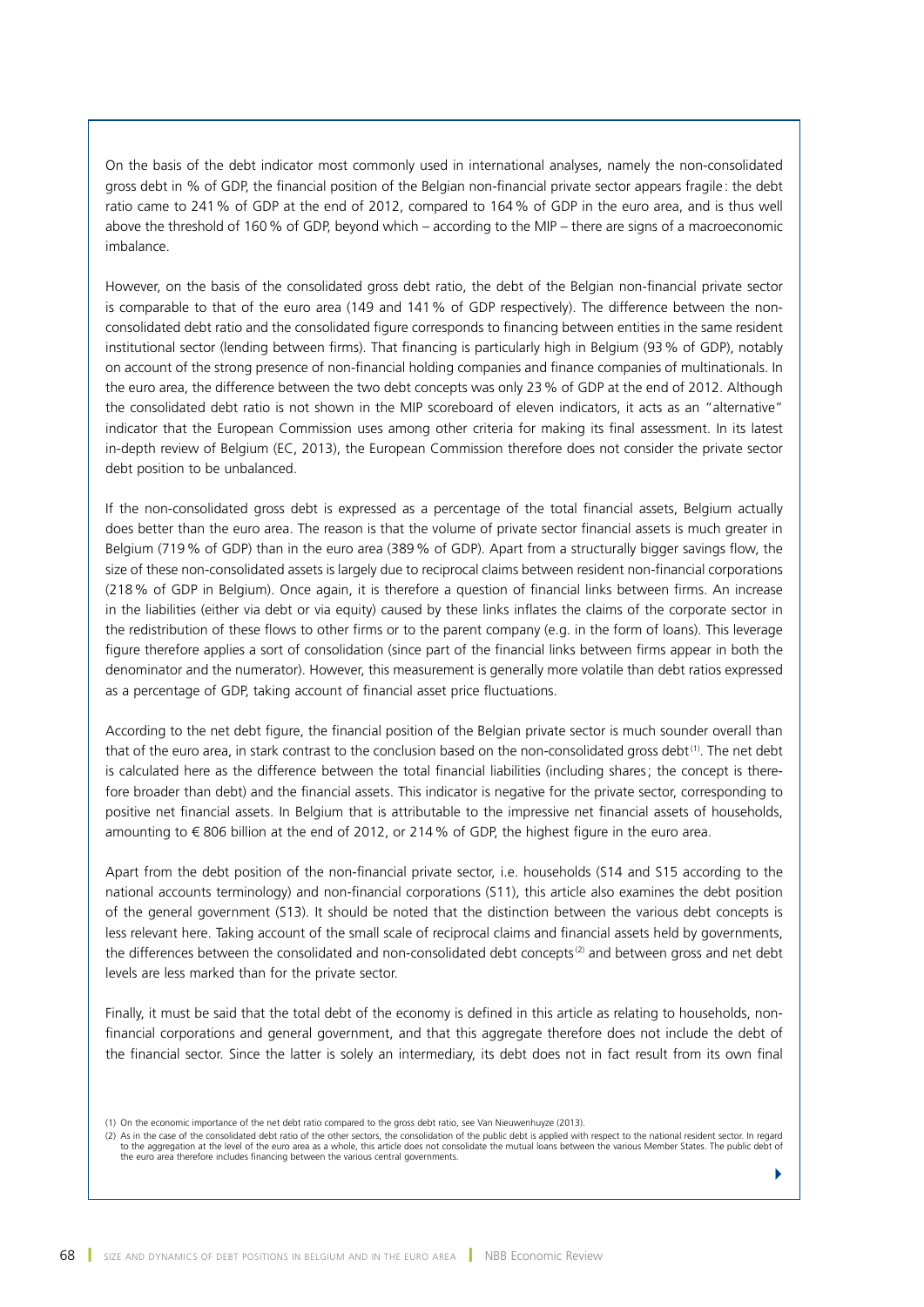On the basis of the debt indicator most commonly used in international analyses, namely the non-consolidated gross debt in % of GDP, the financial position of the Belgian non-financial private sector appears fragile: the debt ratio came to 241 % of GDP at the end of 2012, compared to 164 % of GDP in the euro area, and is thus well above the threshold of 160 % of GDP, beyond which – according to the MIP – there are signs of a macroeconomic imbalance.

However, on the basis of the consolidated gross debt ratio, the debt of the Belgian non-financial private sector is comparable to that of the euro area (149 and 141 % of GDP respectively). The difference between the non-consolidated debt ratio and the consolidated figure corresponds to financing between entities in the same resident institutional sector (lending between firms). That financing is particularly high in Belgium (93 % of GDP), notably on account of the strong presence of non-financial holding companies and finance companies of multinationals. In the euro area, the difference between the two debt concepts was only 23 % of GDP at the end of 2012. Although the consolidated debt ratio is not shown in the MIP scoreboard of eleven indicators, it acts as an "alternative" indicator that the European Commission uses among other criteria for making its final assessment. In its latest in-depth review of Belgium (EC, 2013), the European Commission therefore does not consider the private sector debt position to be unbalanced.

If the non-consolidated gross debt is expressed as a percentage of the total financial assets, Belgium actually does better than the euro area. The reason is that the volume of private sector financial assets is much greater in Belgium (719 % of GDP) than in the euro area (389 % of GDP). Apart from a structurally bigger savings flow, the size of these non-consolidated assets is largely due to reciprocal claims between resident non-financial corporations (218 % of GDP in Belgium). Once again, it is therefore a question of financial links between firms. An increase in the liabilities (either via debt or via equity) caused by these links inflates the claims of the corporate sector in the redistribution of these flows to other firms or to the parent company (e.g. in the form of loans). This leverage figure therefore applies a sort of consolidation (since part of the financial links between firms appear in both the denominator and the numerator). However, this measurement is generally more volatile than debt ratios expressed as a percentage of GDP, taking account of financial asset price fluctuations.

According to the net debt figure, the financial position of the Belgian private sector is much sounder overall than that of the euro area, in stark contrast to the conclusion based on the non-consolidated gross debt [1]. The net debt is calculated here as the difference between the total financial liabilities (including shares; the concept is therefore broader than debt) and the financial assets. This indicator is negative for the private sector, corresponding to positive net financial assets. In Belgium that is attributable to the impressive net financial assets of households, amounting to € 806 billion at the end of 2012, or 214 % of GDP, the highest figure in the euro area.

Apart from the debt position of the non-financial private sector, i.e. households (S14 and S15 according to the national accounts terminology) and non-financial corporations (S11), this article also examines the debt position of the general government (S13). It should be noted that the distinction between the various debt concepts is less relevant here. Taking account of the small scale of reciprocal claims and financial assets held by governments, the differences between the consolidated and non-consolidated debt concepts [2] and between gross and net debt levels are less marked than for the private sector.

Finally, it must be said that the total debt of the economy is defined in this article as relating to households, non-financial corporations and general government, and that this aggregate therefore does not include the debt of the financial sector. Since the latter is solely an intermediary, its debt does not in fact result from its own final

(1) On the economic importance of the net debt ratio compared to the gross debt ratio, see Van Nieuwenhuyze (2013).

(2) As in the case of the consolidated debt ratio of the other sectors, the consolidation of the public debt is applied with respect to the national resident sector. In regard to the aggregation at the level of the euro area as a whole, this article does not consolidate the mutual loans between the various Member States. The public debt of the euro area therefore includes financing between the various central governments.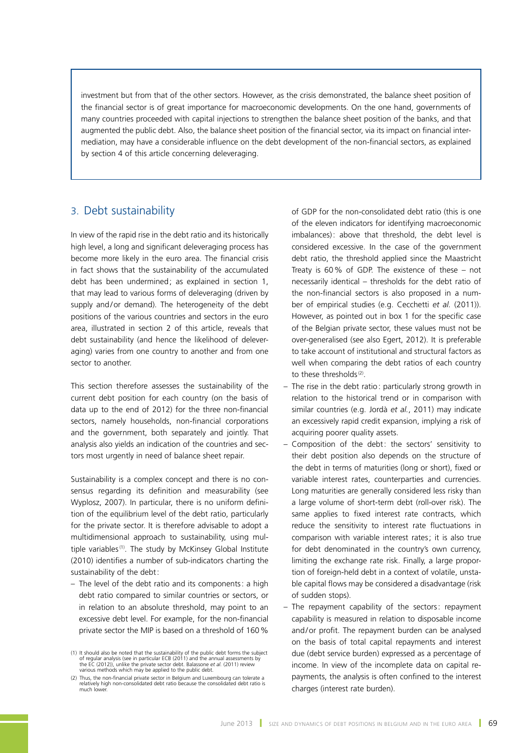investment but from that of the other sectors. However, as the crisis demonstrated, the balance sheet position of the financial sector is of great importance for macroeconomic developments. On the one hand, governments of many countries proceeded with capital injections to strengthen the balance sheet position of the banks, and that augmented the public debt. Also, the balance sheet position of the financial sector, via its impact on financial intermediation, may have a considerable influence on the debt development of the non-financial sectors, as explained by section 4 of this article concerning deleveraging.

## 3. Debt sustainability

In view of the rapid rise in the debt ratio and its historically high level, a long and significant deleveraging process has become more likely in the euro area. The financial crisis in fact shows that the sustainability of the accumulated debt has been undermined; as explained in section 1, that may lead to various forms of deleveraging (driven by supply and/or demand). The heterogeneity of the debt positions of the various countries and sectors in the euro area, illustrated in section 2 of this article, reveals that debt sustainability (and hence the likelihood of deleveraging) varies from one country to another and from one sector to another.

This section therefore assesses the sustainability of the current debt position for each country (on the basis of data up to the end of 2012) for the three non-financial sectors, namely households, non-financial corporations and the government, both separately and jointly. That analysis also yields an indication of the countries and sectors most urgently in need of balance sheet repair.

Sustainability is a complex concept and there is no consensus regarding its definition and measurability (see Wyplosz, 2007). In particular, there is no uniform definition of the equilibrium level of the debt ratio, particularly for the private sector. It is therefore advisable to adopt a multidimensional approach to sustainability, using multiple variables [1]. The study by McKinsey Global Institute (2010) identifies a number of sub-indicators charting the sustainability of the debt:

- The level of the debt ratio and its components: a high debt ratio compared to similar countries or sectors, or in relation to an absolute threshold, may point to an excessive debt level. For example, for the non-financial private sector the MIP is based on a threshold of 160 % of GDP for the non-consolidated debt ratio (this is one of the eleven indicators for identifying macroeconomic imbalances): above that threshold, the debt level is considered excessive. In the case of the government debt ratio, the threshold applied since the Maastricht Treaty is 60 % of GDP. The existence of these – not necessarily identical – thresholds for the debt ratio of the non-financial sectors is also proposed in a number of empirical studies (e.g. Cecchetti *et al.* (2011)). However, as pointed out in box 1 for the specific case of the Belgian private sector, these values must not be over-generalised (see also Egert, 2012). It is preferable to take account of institutional and structural factors as well when comparing the debt ratios of each country to these thresholds [2].
- The rise in the debt ratio: particularly strong growth in relation to the historical trend or in comparison with similar countries (e.g. Jordà *et al.*, 2011) may indicate an excessively rapid credit expansion, implying a risk of acquiring poorer quality assets.
- Composition of the debt: the sectors' sensitivity to their debt position also depends on the structure of the debt in terms of maturities (long or short), fixed or variable interest rates, counterparties and currencies. Long maturities are generally considered less risky than a large volume of short-term debt (roll-over risk). The same applies to fixed interest rate contracts, which reduce the sensitivity to interest rate fluctuations in comparison with variable interest rates; it is also true for debt denominated in the country's own currency, limiting the exchange rate risk. Finally, a large proportion of foreign-held debt in a context of volatile, unstable capital flows may be considered a disadvantage (risk of sudden stops).
- The repayment capability of the sectors: repayment capability is measured in relation to disposable income and/or profit. The repayment burden can be analysed on the basis of total capital repayments and interest due (debt service burden) expressed as a percentage of income. In view of the incomplete data on capital repayments, the analysis is often confined to the interest charges (interest rate burden).

(1) It should also be noted that the sustainability of the public debt forms the subject of regular analysis (see in particular ECB (2011) and the annual assessments by the EC (2012)), unlike the private sector debt. Balassone *et al.* (2011) review various methods which may be applied to the public debt.

(2) Thus, the non-financial private sector in Belgium and Luxembourg can tolerate a relatively high non-consolidated debt ratio because the consolidated debt ratio is much lower.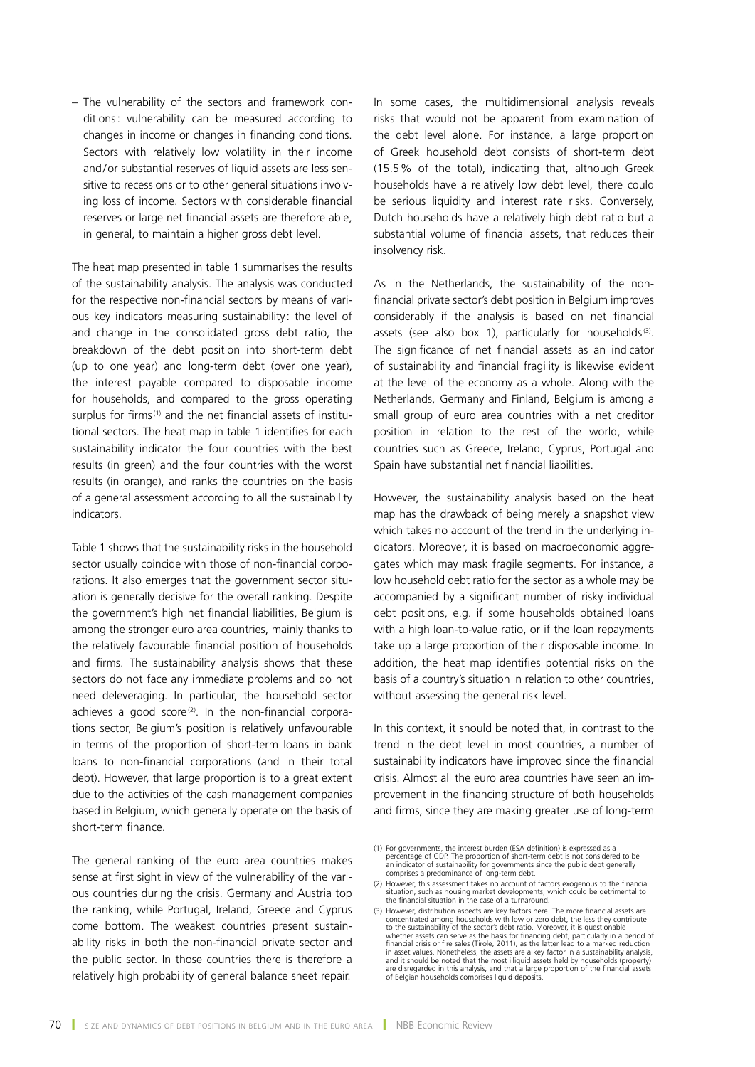– The vulnerability of the sectors and framework conditions: vulnerability can be measured according to changes in income or changes in financing conditions. Sectors with relatively low volatility in their income and/or substantial reserves of liquid assets are less sensitive to recessions or to other general situations involving loss of income. Sectors with considerable financial reserves or large net financial assets are therefore able, in general, to maintain a higher gross debt level.

The heat map presented in table 1 summarises the results of the sustainability analysis. The analysis was conducted for the respective non-financial sectors by means of various key indicators measuring sustainability: the level of and change in the consolidated gross debt ratio, the breakdown of the debt position into short-term debt (up to one year) and long-term debt (over one year), the interest payable compared to disposable income for households, and compared to the gross operating surplus for firms[1] and the net financial assets of institutional sectors. The heat map in table 1 identifies for each sustainability indicator the four countries with the best results (in green) and the four countries with the worst results (in orange), and ranks the countries on the basis of a general assessment according to all the sustainability indicators.

Table 1 shows that the sustainability risks in the household sector usually coincide with those of non-financial corporations. It also emerges that the government sector situation is generally decisive for the overall ranking. Despite the government's high net financial liabilities, Belgium is among the stronger euro area countries, mainly thanks to the relatively favourable financial position of households and firms. The sustainability analysis shows that these sectors do not face any immediate problems and do not need deleveraging. In particular, the household sector achieves a good score[2]. In the non-financial corporations sector, Belgium's position is relatively unfavourable in terms of the proportion of short-term loans in bank loans to non-financial corporations (and in their total debt). However, that large proportion is to a great extent due to the activities of the cash management companies based in Belgium, which generally operate on the basis of short-term finance.

The general ranking of the euro area countries makes sense at first sight in view of the vulnerability of the various countries during the crisis. Germany and Austria top the ranking, while Portugal, Ireland, Greece and Cyprus come bottom. The weakest countries present sustainability risks in both the non-financial private sector and the public sector. In those countries there is therefore a relatively high probability of general balance sheet repair.

In some cases, the multidimensional analysis reveals risks that would not be apparent from examination of the debt level alone. For instance, a large proportion of Greek household debt consists of short-term debt (15.5% of the total), indicating that, although Greek households have a relatively low debt level, there could be serious liquidity and interest rate risks. Conversely, Dutch households have a relatively high debt ratio but a substantial volume of financial assets, that reduces their insolvency risk.

As in the Netherlands, the sustainability of the non-financial private sector's debt position in Belgium improves considerably if the analysis is based on net financial assets (see also box 1), particularly for households[3]. The significance of net financial assets as an indicator of sustainability and financial fragility is likewise evident at the level of the economy as a whole. Along with the Netherlands, Germany and Finland, Belgium is among a small group of euro area countries with a net creditor position in relation to the rest of the world, while countries such as Greece, Ireland, Cyprus, Portugal and Spain have substantial net financial liabilities.

However, the sustainability analysis based on the heat map has the drawback of being merely a snapshot view which takes no account of the trend in the underlying indicators. Moreover, it is based on macroeconomic aggregates which may mask fragile segments. For instance, a low household debt ratio for the sector as a whole may be accompanied by a significant number of risky individual debt positions, e.g. if some households obtained loans with a high loan-to-value ratio, or if the loan repayments take up a large proportion of their disposable income. In addition, the heat map identifies potential risks on the basis of a country's situation in relation to other countries, without assessing the general risk level.

In this context, it should be noted that, in contrast to the trend in the debt level in most countries, a number of sustainability indicators have improved since the financial crisis. Almost all the euro area countries have seen an improvement in the financing structure of both households and firms, since they are making greater use of long-term

(1) For governments, the interest burden (ESA definition) is expressed as a percentage of GDP. The proportion of short-term debt is not considered to be an indicator of sustainability for governments since the public debt generally comprises a predominance of long-term debt.

(2) However, this assessment takes no account of factors exogenous to the financial situation, such as housing market developments, which could be detrimental to the financial situation in the case of a turnaround.

(3) However, distribution aspects are key factors here. The more financial assets are concentrated among households with low or zero debt, the less they contribute to the sustainability of the sector's debt ratio. Moreover, it is questionable whether assets can serve as the basis for financing debt, particularly in a period of financial crisis or fire sales (Tirole, 2011), as the latter lead to a marked reduction in asset values. Nonetheless, the assets are a key factor in a sustainability analysis, and it should be noted that the most illiquid assets held by households (property) are disregarded in this analysis, and that a large proportion of the financial assets of Belgian households comprises liquid deposits.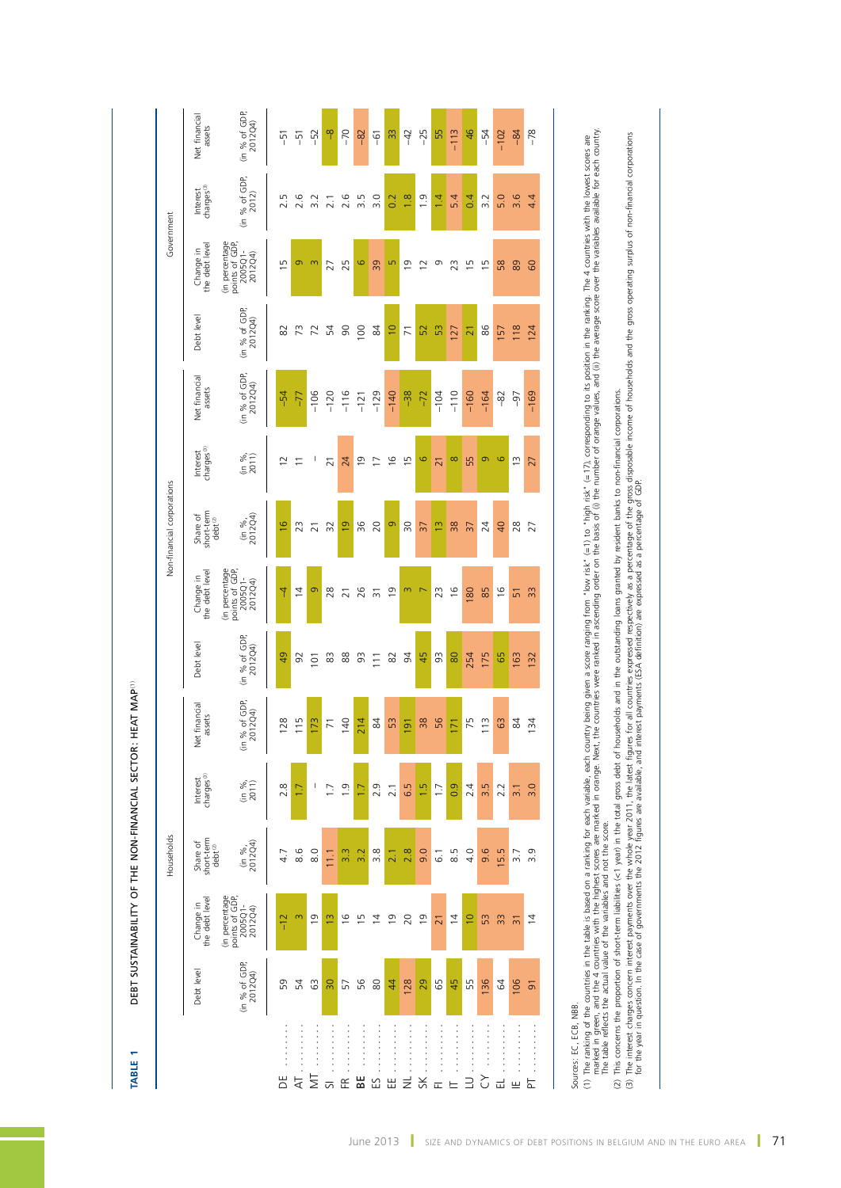**TABLE 1** DEBT SUSTAINABILITY OF THE NON-FINANCIAL SECTOR: HEAT MAP[(1)]

| | Households | | | | | Non-financial corporations | | | | | Government | | | |
|---|---|---|---|---|---|---|---|---|---|---|---|---|---|---|
| | Debt level | Change in the debt level | Share of short-term debt[(2)] | Interest charges[(3)] | Net financial assets | Debt level | Change in the debt level | Share of short-term debt[(2)] | Interest charges[(3)] | Net financial assets | Debt level | Change in the debt level | Interest charges[(3)] | Net financial assets |
| | (in % of GDP, 2012Q4) | (in percentage points of GDP, 2005Q1-2012Q4) | (in %, 2012Q4) | (in %, 2011) | (in % of GDP, 2012Q4) | (in % of GDP, 2012Q4) | (in percentage points of GDP, 2005Q1-2012Q4) | (in %, 2012Q4) | (in %, 2011) | (in % of GDP, 2012Q4) | (in % of GDP, 2012Q4) | (in percentage points of GDP, 2005Q1-2012Q4) | (in % of GDP, 2012) | (in % of GDP, 2012Q4) |
| DE | 59 | −12 | 4.7 | 2.8 | 128 | 49 | −4 | 16 | 12 | −54 | 82 | 15 | 2.5 | −51 |
| AT | 54 | 3 | 8.6 | 1.7 | 115 | 92 | 14 | 23 | 11 | −77 | 73 | 9 | 2.6 | −51 |
| MT | 63 | 19 | 8.0 | – | 173 | 101 | 9 | 21 | – | −106 | 72 | 3 | 3.2 | −52 |
| SI | 30 | 13 | 11.1 | 1.7 | 71 | 83 | 28 | 32 | 21 | −120 | 54 | 27 | 2.1 | −8 |
| FR | 57 | 16 | 3.3 | 1.9 | 140 | 88 | 21 | 19 | 24 | −116 | 90 | 25 | 2.6 | −70 |
| BE | 56 | 15 | 3.2 | 1.7 | 214 | 93 | 26 | 36 | 19 | −121 | 100 | 6 | 3.5 | −82 |
| ES | 80 | 14 | 3.8 | 2.9 | 84 | 111 | 31 | 20 | 17 | −129 | 84 | 39 | 3.0 | −61 |
| EE | 44 | 19 | 2.1 | 2.1 | 53 | 82 | 19 | 9 | 16 | −140 | 10 | 5 | 0.2 | 33 |
| NL | 128 | 20 | 2.8 | 6.5 | 191 | 94 | 3 | 30 | 15 | −38 | 71 | 19 | 1.8 | −42 |
| SK | 29 | 19 | 9.0 | 1.5 | 38 | 45 | 7 | 37 | 6 | −72 | 52 | 12 | 1.9 | −25 |
| FI | 65 | 21 | 6.1 | 1.7 | 56 | 93 | 23 | 13 | 21 | −104 | 53 | 9 | 1.4 | 55 |
| IT | 45 | 14 | 8.5 | 0.9 | 171 | 80 | 16 | 38 | 8 | −110 | 127 | 23 | 5.4 | −113 |
| LU | 55 | 10 | 4.0 | 2.4 | 75 | 254 | 180 | 37 | 55 | −160 | 21 | 15 | 0.4 | 46 |
| CY | 136 | 53 | 9.6 | 3.5 | 113 | 175 | 85 | 24 | 9 | −164 | 86 | 15 | 3.2 | −54 |
| EL | 64 | 33 | 15.5 | 2.2 | 63 | 65 | 16 | 40 | 6 | −82 | 157 | 58 | 5.0 | −102 |
| IE | 106 | 31 | 3.7 | 3.1 | 84 | 163 | 51 | 28 | 13 | −97 | 118 | 89 | 3.6 | −84 |
| PT | 91 | 14 | 3.9 | 3.0 | 134 | 132 | 33 | 27 | 27 | −169 | 124 | 60 | 4.4 | −78 |

Sources: EC, ECB, NBB.
(1) The ranking of the countries in the table is based on a ranking for each variable, each country being given a score ranging from "low risk" (=1) to "high risk" (=17), corresponding to its position in the ranking. The 4 countries with the lowest scores are marked in green, and the 4 countries with the highest scores are marked in orange. Next, the countries were ranked in ascending order on the basis of (i) the number of orange values, and (ii) the average score over the variables available for each country. The table reflects the actual value of the variables and not the score.
(2) This concerns the proportion of short-term liabilities (<1 year) in the total gross debt of households and in the outstanding loans granted by resident banks to non-financial corporations.
(3) The interest charges concern interest payments over the whole year 2011, the latest figures for all countries expressed respectively as a percentage of the gross disposable income of households and the gross operating surplus of non-financial corporations for the year in question. In the case of governments the 2012 figures are available, and interest payments (ESA definition) are expressed as a percentage of GDP.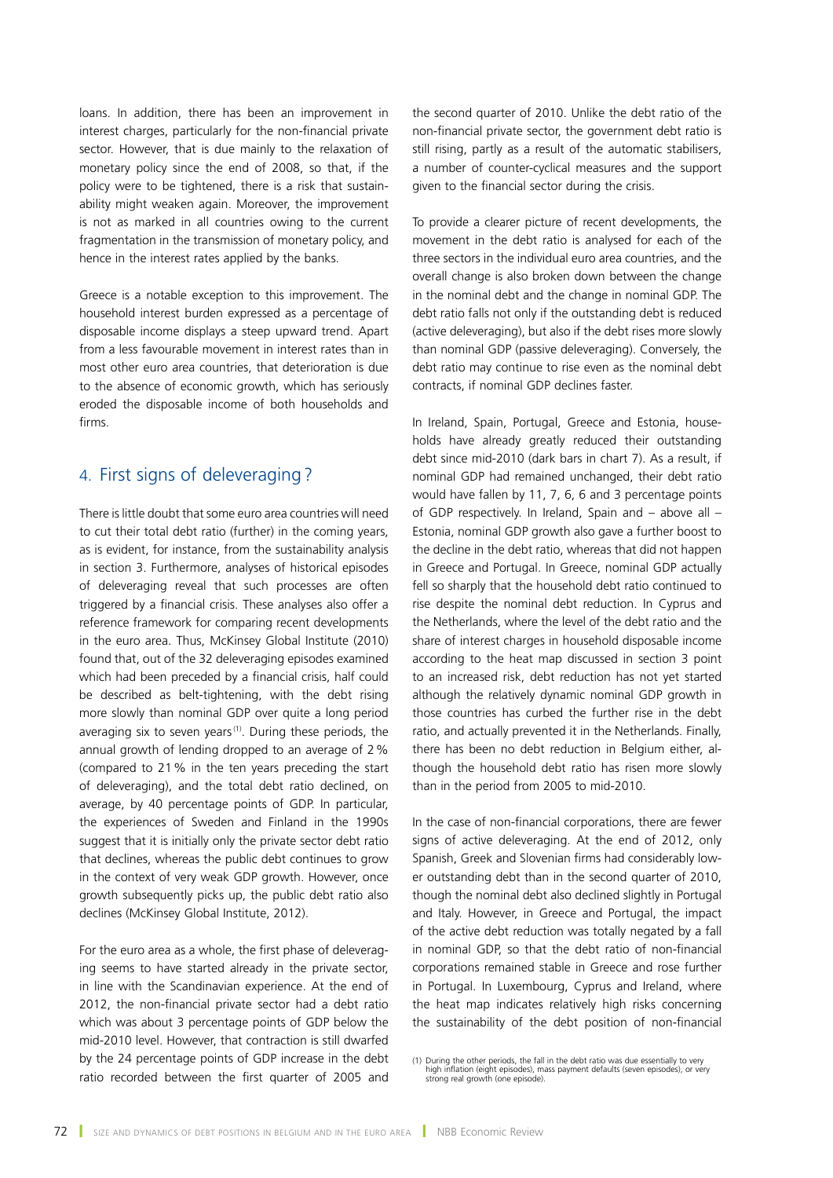loans. In addition, there has been an improvement in interest charges, particularly for the non-financial private sector. However, that is due mainly to the relaxation of monetary policy since the end of 2008, so that, if the policy were to be tightened, there is a risk that sustainability might weaken again. Moreover, the improvement is not as marked in all countries owing to the current fragmentation in the transmission of monetary policy, and hence in the interest rates applied by the banks.

Greece is a notable exception to this improvement. The household interest burden expressed as a percentage of disposable income displays a steep upward trend. Apart from a less favourable movement in interest rates than in most other euro area countries, that deterioration is due to the absence of economic growth, which has seriously eroded the disposable income of both households and firms.

## 4. First signs of deleveraging ?

There is little doubt that some euro area countries will need to cut their total debt ratio (further) in the coming years, as is evident, for instance, from the sustainability analysis in section 3. Furthermore, analyses of historical episodes of deleveraging reveal that such processes are often triggered by a financial crisis. These analyses also offer a reference framework for comparing recent developments in the euro area. Thus, McKinsey Global Institute (2010) found that, out of the 32 deleveraging episodes examined which had been preceded by a financial crisis, half could be described as belt-tightening, with the debt rising more slowly than nominal GDP over quite a long period averaging six to seven years [1]. During these periods, the annual growth of lending dropped to an average of 2 % (compared to 21 % in the ten years preceding the start of deleveraging), and the total debt ratio declined, on average, by 40 percentage points of GDP. In particular, the experiences of Sweden and Finland in the 1990s suggest that it is initially only the private sector debt ratio that declines, whereas the public debt continues to grow in the context of very weak GDP growth. However, once growth subsequently picks up, the public debt ratio also declines (McKinsey Global Institute, 2012).

For the euro area as a whole, the first phase of deleveraging seems to have started already in the private sector, in line with the Scandinavian experience. At the end of 2012, the non-financial private sector had a debt ratio which was about 3 percentage points of GDP below the mid-2010 level. However, that contraction is still dwarfed by the 24 percentage points of GDP increase in the debt ratio recorded between the first quarter of 2005 and the second quarter of 2010. Unlike the debt ratio of the non-financial private sector, the government debt ratio is still rising, partly as a result of the automatic stabilisers, a number of counter-cyclical measures and the support given to the financial sector during the crisis.

To provide a clearer picture of recent developments, the movement in the debt ratio is analysed for each of the three sectors in the individual euro area countries, and the overall change is also broken down between the change in the nominal debt and the change in nominal GDP. The debt ratio falls not only if the outstanding debt is reduced (active deleveraging), but also if the debt rises more slowly than nominal GDP (passive deleveraging). Conversely, the debt ratio may continue to rise even as the nominal debt contracts, if nominal GDP declines faster.

In Ireland, Spain, Portugal, Greece and Estonia, households have already greatly reduced their outstanding debt since mid-2010 (dark bars in chart 7). As a result, if nominal GDP had remained unchanged, their debt ratio would have fallen by 11, 7, 6, 6 and 3 percentage points of GDP respectively. In Ireland, Spain and – above all – Estonia, nominal GDP growth also gave a further boost to the decline in the debt ratio, whereas that did not happen in Greece and Portugal. In Greece, nominal GDP actually fell so sharply that the household debt ratio continued to rise despite the nominal debt reduction. In Cyprus and the Netherlands, where the level of the debt ratio and the share of interest charges in household disposable income according to the heat map discussed in section 3 point to an increased risk, debt reduction has not yet started although the relatively dynamic nominal GDP growth in those countries has curbed the further rise in the debt ratio, and actually prevented it in the Netherlands. Finally, there has been no debt reduction in Belgium either, although the household debt ratio has risen more slowly than in the period from 2005 to mid-2010.

In the case of non-financial corporations, there are fewer signs of active deleveraging. At the end of 2012, only Spanish, Greek and Slovenian firms had considerably lower outstanding debt than in the second quarter of 2010, though the nominal debt also declined slightly in Portugal and Italy. However, in Greece and Portugal, the impact of the active debt reduction was totally negated by a fall in nominal GDP, so that the debt ratio of non-financial corporations remained stable in Greece and rose further in Portugal. In Luxembourg, Cyprus and Ireland, where the heat map indicates relatively high risks concerning the sustainability of the debt position of non-financial

(1) During the other periods, the fall in the debt ratio was due essentially to very high inflation (eight episodes), mass payment defaults (seven episodes), or very strong real growth (one episode).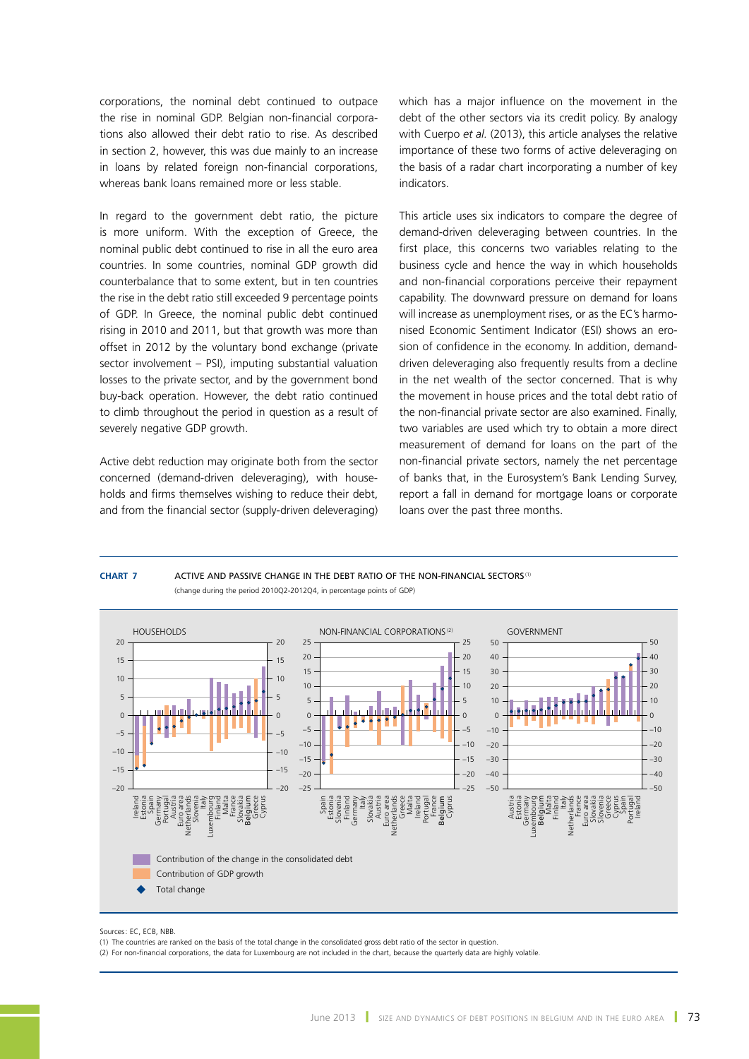corporations, the nominal debt continued to outpace the rise in nominal GDP. Belgian non-financial corporations also allowed their debt ratio to rise. As described in section 2, however, this was due mainly to an increase in loans by related foreign non-financial corporations, whereas bank loans remained more or less stable.

In regard to the government debt ratio, the picture is more uniform. With the exception of Greece, the nominal public debt continued to rise in all the euro area countries. In some countries, nominal GDP growth did counterbalance that to some extent, but in ten countries the rise in the debt ratio still exceeded 9 percentage points of GDP. In Greece, the nominal public debt continued rising in 2010 and 2011, but that growth was more than offset in 2012 by the voluntary bond exchange (private sector involvement – PSI), imputing substantial valuation losses to the private sector, and by the government bond buy-back operation. However, the debt ratio continued to climb throughout the period in question as a result of severely negative GDP growth.

Active debt reduction may originate both from the sector concerned (demand-driven deleveraging), with households and firms themselves wishing to reduce their debt, and from the financial sector (supply-driven deleveraging) which has a major influence on the movement in the debt of the other sectors via its credit policy. By analogy with Cuerpo *et al.* (2013), this article analyses the relative importance of these two forms of active deleveraging on the basis of a radar chart incorporating a number of key indicators.

This article uses six indicators to compare the degree of demand-driven deleveraging between countries. In the first place, this concerns two variables relating to the business cycle and hence the way in which households and non-financial corporations perceive their repayment capability. The downward pressure on demand for loans will increase as unemployment rises, or as the EC's harmonised Economic Sentiment Indicator (ESI) shows an erosion of confidence in the economy. In addition, demand-driven deleveraging also frequently results from a decline in the net wealth of the sector concerned. That is why the movement in house prices and the total debt ratio of the non-financial private sector are also examined. Finally, two variables are used which try to obtain a more direct measurement of demand for loans on the part of the non-financial private sectors, namely the net percentage of banks that, in the Eurosystem's Bank Lending Survey, report a fall in demand for mortgage loans or corporate loans over the past three months.

**CHART 7** ACTIVE AND PASSIVE CHANGE IN THE DEBT RATIO OF THE NON-FINANCIAL SECTORS [(1)]
(change during the period 2010Q2-2012Q4, in percentage points of GDP)

HOUSEHOLDS: Ireland, Estonia, Spain, Germany, Portugal, Austria, Euro area, Netherlands, Slovenia, Italy, Luxembourg, Finland, Malta, France, Slovakia, **Belgium**, Greece, Cyprus

NON-FINANCIAL CORPORATIONS [(2)]: Spain, Estonia, Slovenia, Finland, Germany, Italy, Slovakia, Austria, Euro area, Netherlands, Greece, Malta, Ireland, Portugal, France, **Belgium**, Cyprus

GOVERNMENT: Austria, Estonia, Germany, Luxembourg, **Belgium**, Malta, Finland, Italy, Netherlands, France, Euro area, Slovakia, Slovenia, Greece, Cyprus, Spain, Portugal, Ireland

- Contribution of the change in the consolidated debt
- Contribution of GDP growth
- Total change

Sources: EC, ECB, NBB.
(1) The countries are ranked on the basis of the total change in the consolidated gross debt ratio of the sector in question.
(2) For non-financial corporations, the data for Luxembourg are not included in the chart, because the quarterly data are highly volatile.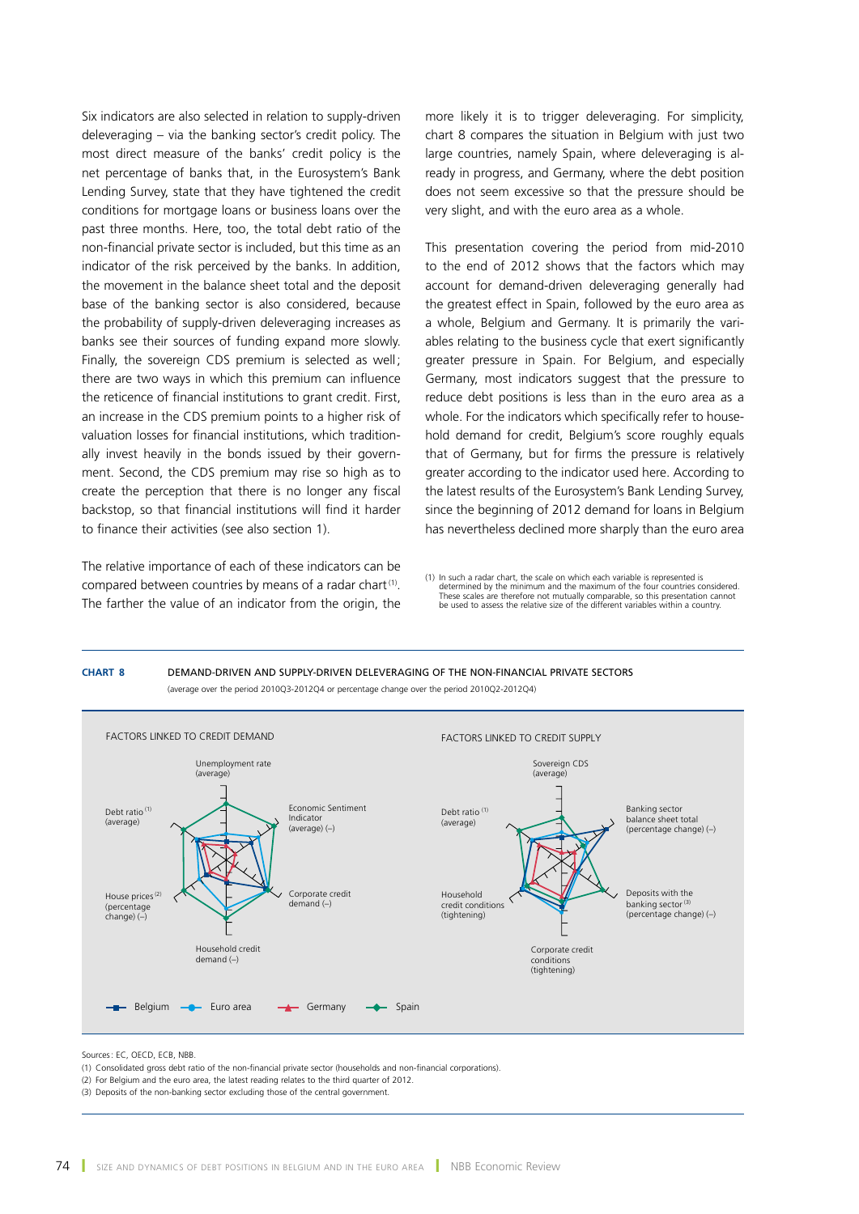Six indicators are also selected in relation to supply-driven deleveraging – via the banking sector's credit policy. The most direct measure of the banks' credit policy is the net percentage of banks that, in the Eurosystem's Bank Lending Survey, state that they have tightened the credit conditions for mortgage loans or business loans over the past three months. Here, too, the total debt ratio of the non-financial private sector is included, but this time as an indicator of the risk perceived by the banks. In addition, the movement in the balance sheet total and the deposit base of the banking sector is also considered, because the probability of supply-driven deleveraging increases as banks see their sources of funding expand more slowly. Finally, the sovereign CDS premium is selected as well; there are two ways in which this premium can influence the reticence of financial institutions to grant credit. First, an increase in the CDS premium points to a higher risk of valuation losses for financial institutions, which traditionally invest heavily in the bonds issued by their government. Second, the CDS premium may rise so high as to create the perception that there is no longer any fiscal backstop, so that financial institutions will find it harder to finance their activities (see also section 1).

The relative importance of each of these indicators can be compared between countries by means of a radar chart [1]. The farther the value of an indicator from the origin, the more likely it is to trigger deleveraging. For simplicity, chart 8 compares the situation in Belgium with just two large countries, namely Spain, where deleveraging is already in progress, and Germany, where the debt position does not seem excessive so that the pressure should be very slight, and with the euro area as a whole.

This presentation covering the period from mid-2010 to the end of 2012 shows that the factors which may account for demand-driven deleveraging generally had the greatest effect in Spain, followed by the euro area as a whole, Belgium and Germany. It is primarily the variables relating to the business cycle that exert significantly greater pressure in Spain. For Belgium, and especially Germany, most indicators suggest that the pressure to reduce debt positions is less than in the euro area as a whole. For the indicators which specifically refer to household demand for credit, Belgium's score roughly equals that of Germany, but for firms the pressure is relatively greater according to the indicator used here. According to the latest results of the Eurosystem's Bank Lending Survey, since the beginning of 2012 demand for loans in Belgium has nevertheless declined more sharply than the euro area

(1) In such a radar chart, the scale on which each variable is represented is determined by the minimum and the maximum of the four countries considered. These scales are therefore not mutually comparable, so this presentation cannot be used to assess the relative size of the different variables within a country.

**CHART 8** DEMAND-DRIVEN AND SUPPLY-DRIVEN DELEVERAGING OF THE NON-FINANCIAL PRIVATE SECTORS
(average over the period 2010Q3-2012Q4 or percentage change over the period 2010Q2-2012Q4)

FACTORS LINKED TO CREDIT DEMAND: Unemployment rate (average); Economic Sentiment Indicator (average) (–); Corporate credit demand (–); Household credit demand (–); House prices [2] (percentage change) (–); Debt ratio [1] (average)

FACTORS LINKED TO CREDIT SUPPLY: Sovereign CDS (average); Banking sector balance sheet total (percentage change) (–); Deposits with the banking sector [3] (percentage change) (–); Corporate credit conditions (tightening); Household credit conditions (tightening); Debt ratio [1] (average)

Belgium — Euro area — Germany — Spain

Sources: EC, OECD, ECB, NBB.
(1) Consolidated gross debt ratio of the non-financial private sector (households and non-financial corporations).
(2) For Belgium and the euro area, the latest reading relates to the third quarter of 2012.
(3) Deposits of the non-banking sector excluding those of the central government.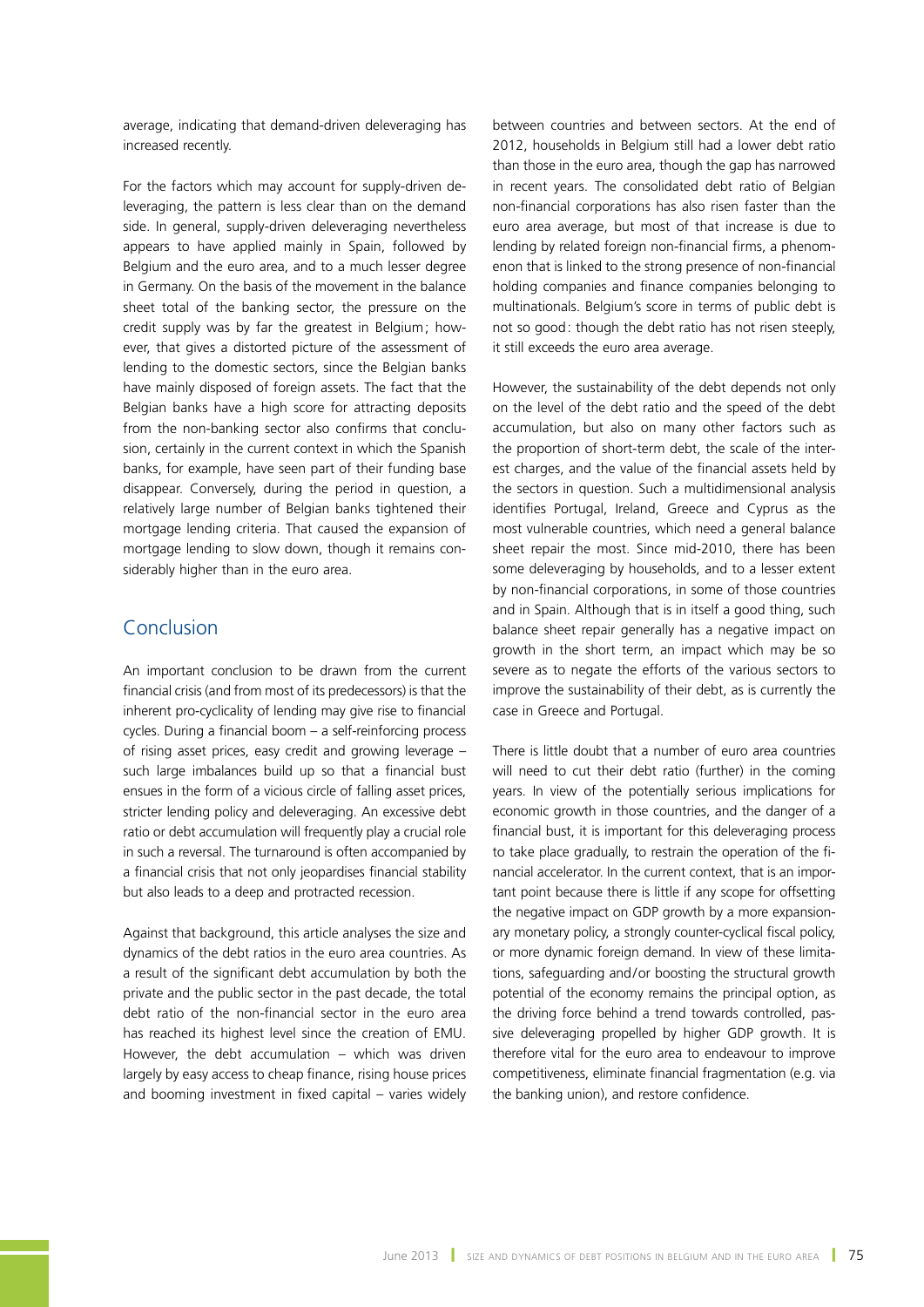average, indicating that demand-driven deleveraging has increased recently.

For the factors which may account for supply-driven deleveraging, the pattern is less clear than on the demand side. In general, supply-driven deleveraging nevertheless appears to have applied mainly in Spain, followed by Belgium and the euro area, and to a much lesser degree in Germany. On the basis of the movement in the balance sheet total of the banking sector, the pressure on the credit supply was by far the greatest in Belgium ; however, that gives a distorted picture of the assessment of lending to the domestic sectors, since the Belgian banks have mainly disposed of foreign assets. The fact that the Belgian banks have a high score for attracting deposits from the non-banking sector also confirms that conclusion, certainly in the current context in which the Spanish banks, for example, have seen part of their funding base disappear. Conversely, during the period in question, a relatively large number of Belgian banks tightened their mortgage lending criteria. That caused the expansion of mortgage lending to slow down, though it remains considerably higher than in the euro area.

## Conclusion

An important conclusion to be drawn from the current financial crisis (and from most of its predecessors) is that the inherent pro-cyclicality of lending may give rise to financial cycles. During a financial boom – a self-reinforcing process of rising asset prices, easy credit and growing leverage – such large imbalances build up so that a financial bust ensues in the form of a vicious circle of falling asset prices, stricter lending policy and deleveraging. An excessive debt ratio or debt accumulation will frequently play a crucial role in such a reversal. The turnaround is often accompanied by a financial crisis that not only jeopardises financial stability but also leads to a deep and protracted recession.

Against that background, this article analyses the size and dynamics of the debt ratios in the euro area countries. As a result of the significant debt accumulation by both the private and the public sector in the past decade, the total debt ratio of the non-financial sector in the euro area has reached its highest level since the creation of EMU. However, the debt accumulation – which was driven largely by easy access to cheap finance, rising house prices and booming investment in fixed capital – varies widely between countries and between sectors. At the end of 2012, households in Belgium still had a lower debt ratio than those in the euro area, though the gap has narrowed in recent years. The consolidated debt ratio of Belgian non-financial corporations has also risen faster than the euro area average, but most of that increase is due to lending by related foreign non-financial firms, a phenomenon that is linked to the strong presence of non-financial holding companies and finance companies belonging to multinationals. Belgium's score in terms of public debt is not so good : though the debt ratio has not risen steeply, it still exceeds the euro area average.

However, the sustainability of the debt depends not only on the level of the debt ratio and the speed of the debt accumulation, but also on many other factors such as the proportion of short-term debt, the scale of the interest charges, and the value of the financial assets held by the sectors in question. Such a multidimensional analysis identifies Portugal, Ireland, Greece and Cyprus as the most vulnerable countries, which need a general balance sheet repair the most. Since mid-2010, there has been some deleveraging by households, and to a lesser extent by non-financial corporations, in some of those countries and in Spain. Although that is in itself a good thing, such balance sheet repair generally has a negative impact on growth in the short term, an impact which may be so severe as to negate the efforts of the various sectors to improve the sustainability of their debt, as is currently the case in Greece and Portugal.

There is little doubt that a number of euro area countries will need to cut their debt ratio (further) in the coming years. In view of the potentially serious implications for economic growth in those countries, and the danger of a financial bust, it is important for this deleveraging process to take place gradually, to restrain the operation of the financial accelerator. In the current context, that is an important point because there is little if any scope for offsetting the negative impact on GDP growth by a more expansionary monetary policy, a strongly counter-cyclical fiscal policy, or more dynamic foreign demand. In view of these limitations, safeguarding and/or boosting the structural growth potential of the economy remains the principal option, as the driving force behind a trend towards controlled, passive deleveraging propelled by higher GDP growth. It is therefore vital for the euro area to endeavour to improve competitiveness, eliminate financial fragmentation (e.g. via the banking union), and restore confidence.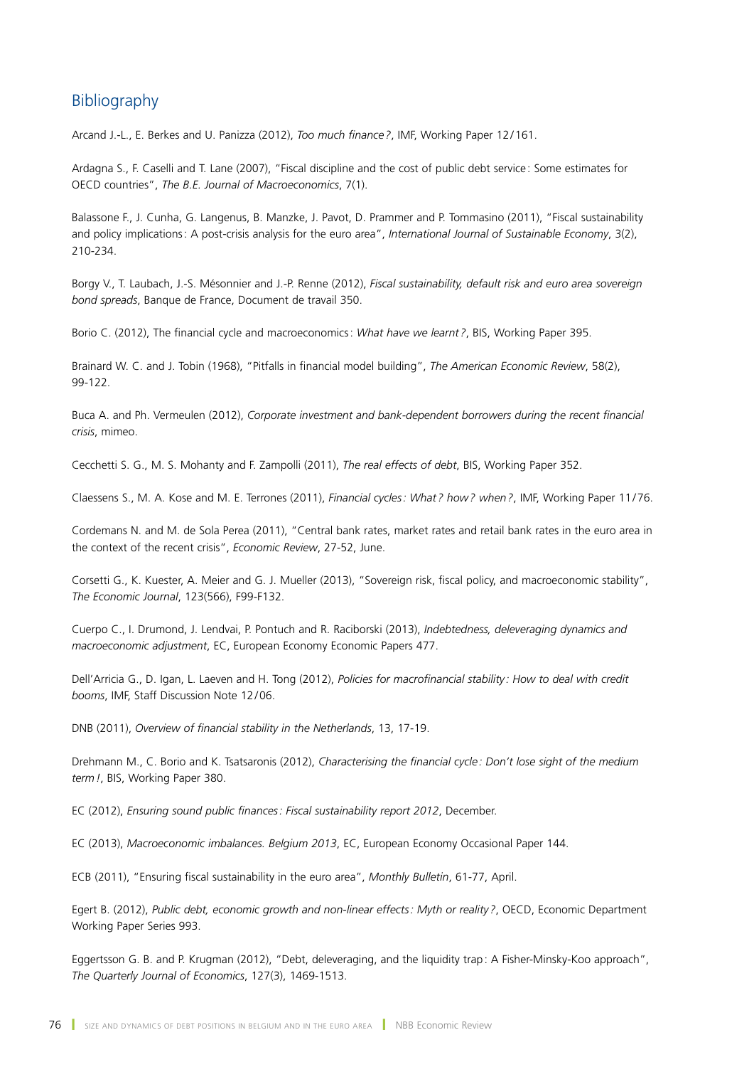## Bibliography

Arcand J.-L., E. Berkes and U. Panizza (2012), *Too much finance ?*, IMF, Working Paper 12/161.

Ardagna S., F. Caselli and T. Lane (2007), "Fiscal discipline and the cost of public debt service : Some estimates for OECD countries", *The B.E. Journal of Macroeconomics*, 7(1).

Balassone F., J. Cunha, G. Langenus, B. Manzke, J. Pavot, D. Prammer and P. Tommasino (2011), "Fiscal sustainability and policy implications : A post-crisis analysis for the euro area", *International Journal of Sustainable Economy*, 3(2), 210-234.

Borgy V., T. Laubach, J.-S. Mésonnier and J.-P. Renne (2012), *Fiscal sustainability, default risk and euro area sovereign bond spreads*, Banque de France, Document de travail 350.

Borio C. (2012), The financial cycle and macroeconomics : *What have we learnt ?*, BIS, Working Paper 395.

Brainard W. C. and J. Tobin (1968), "Pitfalls in financial model building", *The American Economic Review*, 58(2), 99-122.

Buca A. and Ph. Vermeulen (2012), *Corporate investment and bank-dependent borrowers during the recent financial crisis*, mimeo.

Cecchetti S. G., M. S. Mohanty and F. Zampolli (2011), *The real effects of debt*, BIS, Working Paper 352.

Claessens S., M. A. Kose and M. E. Terrones (2011), *Financial cycles : What ? how ? when ?*, IMF, Working Paper 11/76.

Cordemans N. and M. de Sola Perea (2011), "Central bank rates, market rates and retail bank rates in the euro area in the context of the recent crisis", *Economic Review*, 27-52, June.

Corsetti G., K. Kuester, A. Meier and G. J. Mueller (2013), "Sovereign risk, fiscal policy, and macroeconomic stability", *The Economic Journal*, 123(566), F99-F132.

Cuerpo C., I. Drumond, J. Lendvai, P. Pontuch and R. Raciborski (2013), *Indebtedness, deleveraging dynamics and macroeconomic adjustment*, EC, European Economy Economic Papers 477.

Dell'Arricia G., D. Igan, L. Laeven and H. Tong (2012), *Policies for macrofinancial stability : How to deal with credit booms*, IMF, Staff Discussion Note 12/06.

DNB (2011), *Overview of financial stability in the Netherlands*, 13, 17-19.

Drehmann M., C. Borio and K. Tsatsaronis (2012), *Characterising the financial cycle : Don't lose sight of the medium term !*, BIS, Working Paper 380.

EC (2012), *Ensuring sound public finances : Fiscal sustainability report 2012*, December.

EC (2013), *Macroeconomic imbalances. Belgium 2013*, EC, European Economy Occasional Paper 144.

ECB (2011), "Ensuring fiscal sustainability in the euro area", *Monthly Bulletin*, 61-77, April.

Egert B. (2012), *Public debt, economic growth and non-linear effects : Myth or reality ?*, OECD, Economic Department Working Paper Series 993.

Eggertsson G. B. and P. Krugman (2012), "Debt, deleveraging, and the liquidity trap : A Fisher-Minsky-Koo approach", *The Quarterly Journal of Economics*, 127(3), 1469-1513.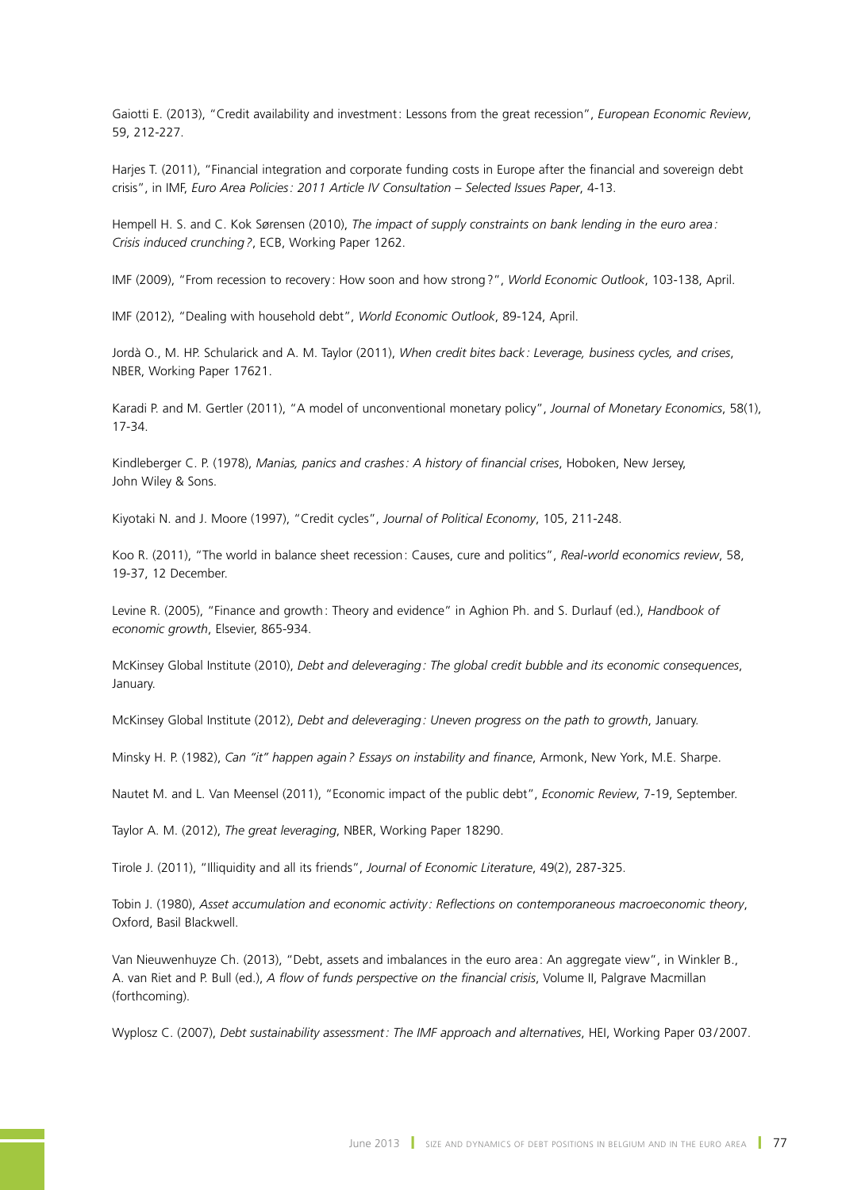Gaiotti E. (2013), "Credit availability and investment: Lessons from the great recession", *European Economic Review*, 59, 212-227.

Harjes T. (2011), "Financial integration and corporate funding costs in Europe after the financial and sovereign debt crisis", in IMF, *Euro Area Policies: 2011 Article IV Consultation – Selected Issues Paper*, 4-13.

Hempell H. S. and C. Kok Sørensen (2010), *The impact of supply constraints on bank lending in the euro area: Crisis induced crunching?*, ECB, Working Paper 1262.

IMF (2009), "From recession to recovery: How soon and how strong?", *World Economic Outlook*, 103-138, April.

IMF (2012), "Dealing with household debt", *World Economic Outlook*, 89-124, April.

Jordà O., M. HP. Schularick and A. M. Taylor (2011), *When credit bites back: Leverage, business cycles, and crises*, NBER, Working Paper 17621.

Karadi P. and M. Gertler (2011), "A model of unconventional monetary policy", *Journal of Monetary Economics*, 58(1), 17-34.

Kindleberger C. P. (1978), *Manias, panics and crashes: A history of financial crises*, Hoboken, New Jersey, John Wiley & Sons.

Kiyotaki N. and J. Moore (1997), "Credit cycles", *Journal of Political Economy*, 105, 211-248.

Koo R. (2011), "The world in balance sheet recession: Causes, cure and politics", *Real-world economics review*, 58, 19-37, 12 December.

Levine R. (2005), "Finance and growth: Theory and evidence" in Aghion Ph. and S. Durlauf (ed.), *Handbook of economic growth*, Elsevier, 865-934.

McKinsey Global Institute (2010), *Debt and deleveraging: The global credit bubble and its economic consequences*, January.

McKinsey Global Institute (2012), *Debt and deleveraging: Uneven progress on the path to growth*, January.

Minsky H. P. (1982), *Can "it" happen again? Essays on instability and finance*, Armonk, New York, M.E. Sharpe.

Nautet M. and L. Van Meensel (2011), "Economic impact of the public debt", *Economic Review*, 7-19, September.

Taylor A. M. (2012), *The great leveraging*, NBER, Working Paper 18290.

Tirole J. (2011), "Illiquidity and all its friends", *Journal of Economic Literature*, 49(2), 287-325.

Tobin J. (1980), *Asset accumulation and economic activity: Reflections on contemporaneous macroeconomic theory*, Oxford, Basil Blackwell.

Van Nieuwenhuyze Ch. (2013), "Debt, assets and imbalances in the euro area: An aggregate view", in Winkler B., A. van Riet and P. Bull (ed.), *A flow of funds perspective on the financial crisis*, Volume II, Palgrave Macmillan (forthcoming).

Wyplosz C. (2007), *Debt sustainability assessment: The IMF approach and alternatives*, HEI, Working Paper 03/2007.